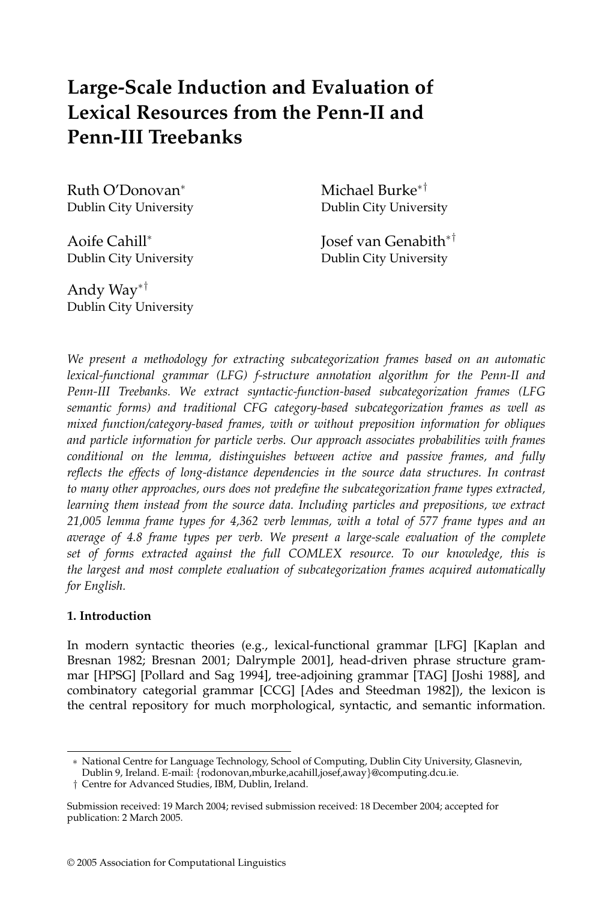# Large-Scale Induction and Evaluation of Lexical Resources from the Penn-II and Penn-III Treebanks

Ruth O'Donovan[*]
Dublin City University

Michael Burke[*†]
Dublin City University

Aoife Cahill[*]
Dublin City University

Josef van Genabith[*†]
Dublin City University

Andy Way[*†]
Dublin City University

*We present a methodology for extracting subcategorization frames based on an automatic lexical-functional grammar (LFG) f-structure annotation algorithm for the Penn-II and Penn-III Treebanks. We extract syntactic-function-based subcategorization frames (LFG semantic forms) and traditional CFG category-based subcategorization frames as well as mixed function/category-based frames, with or without preposition information for obliques and particle information for particle verbs. Our approach associates probabilities with frames conditional on the lemma, distinguishes between active and passive frames, and fully reflects the effects of long-distance dependencies in the source data structures. In contrast to many other approaches, ours does not predefine the subcategorization frame types extracted, learning them instead from the source data. Including particles and prepositions, we extract 21,005 lemma frame types for 4,362 verb lemmas, with a total of 577 frame types and an average of 4.8 frame types per verb. We present a large-scale evaluation of the complete set of forms extracted against the full COMLEX resource. To our knowledge, this is the largest and most complete evaluation of subcategorization frames acquired automatically for English.*

**1. Introduction**

In modern syntactic theories (e.g., lexical-functional grammar [LFG] [Kaplan and Bresnan 1982; Bresnan 2001; Dalrymple 2001], head-driven phrase structure grammar [HPSG] [Pollard and Sag 1994], tree-adjoining grammar [TAG] [Joshi 1988], and combinatory categorial grammar [CCG] [Ades and Steedman 1982]), the lexicon is the central repository for much morphological, syntactic, and semantic information.

---

∗ National Centre for Language Technology, School of Computing, Dublin City University, Glasnevin, Dublin 9, Ireland. E-mail: {rodonovan,mburke,acahill,josef,away}@computing.dcu.ie.

† Centre for Advanced Studies, IBM, Dublin, Ireland.

Submission received: 19 March 2004; revised submission received: 18 December 2004; accepted for publication: 2 March 2005.

© 2005 Association for Computational Linguistics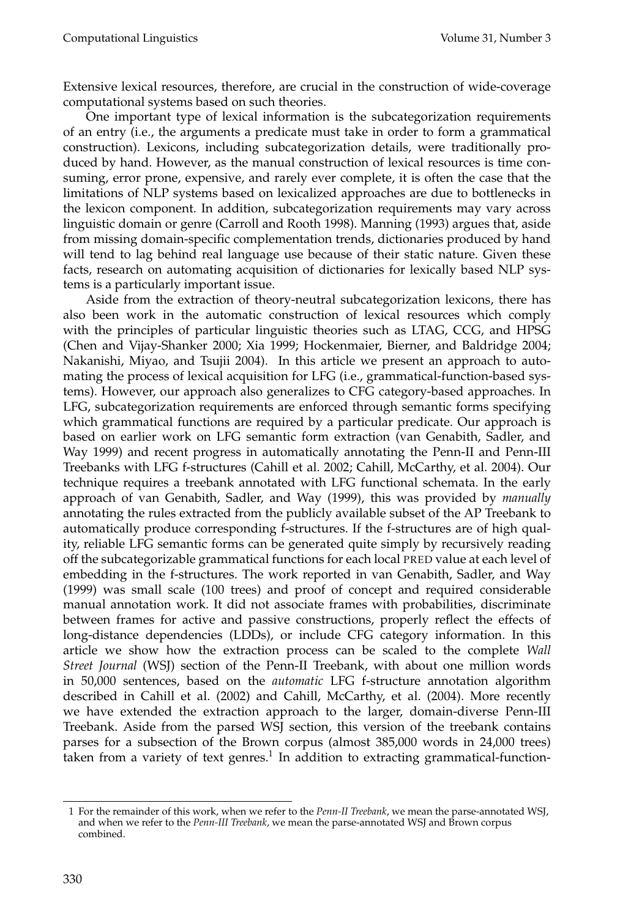Extensive lexical resources, therefore, are crucial in the construction of wide-coverage computational systems based on such theories.

One important type of lexical information is the subcategorization requirements of an entry (i.e., the arguments a predicate must take in order to form a grammatical construction). Lexicons, including subcategorization details, were traditionally produced by hand. However, as the manual construction of lexical resources is time consuming, error prone, expensive, and rarely ever complete, it is often the case that the limitations of NLP systems based on lexicalized approaches are due to bottlenecks in the lexicon component. In addition, subcategorization requirements may vary across linguistic domain or genre (Carroll and Rooth 1998). Manning (1993) argues that, aside from missing domain-specific complementation trends, dictionaries produced by hand will tend to lag behind real language use because of their static nature. Given these facts, research on automating acquisition of dictionaries for lexically based NLP systems is a particularly important issue.

Aside from the extraction of theory-neutral subcategorization lexicons, there has also been work in the automatic construction of lexical resources which comply with the principles of particular linguistic theories such as LTAG, CCG, and HPSG (Chen and Vijay-Shanker 2000; Xia 1999; Hockenmaier, Bierner, and Baldridge 2004; Nakanishi, Miyao, and Tsujii 2004). In this article we present an approach to automating the process of lexical acquisition for LFG (i.e., grammatical-function-based systems). However, our approach also generalizes to CFG category-based approaches. In LFG, subcategorization requirements are enforced through semantic forms specifying which grammatical functions are required by a particular predicate. Our approach is based on earlier work on LFG semantic form extraction (van Genabith, Sadler, and Way 1999) and recent progress in automatically annotating the Penn-II and Penn-III Treebanks with LFG f-structures (Cahill et al. 2002; Cahill, McCarthy, et al. 2004). Our technique requires a treebank annotated with LFG functional schemata. In the early approach of van Genabith, Sadler, and Way (1999), this was provided by *manually* annotating the rules extracted from the publicly available subset of the AP Treebank to automatically produce corresponding f-structures. If the f-structures are of high quality, reliable LFG semantic forms can be generated quite simply by recursively reading off the subcategorizable grammatical functions for each local PRED value at each level of embedding in the f-structures. The work reported in van Genabith, Sadler, and Way (1999) was small scale (100 trees) and proof of concept and required considerable manual annotation work. It did not associate frames with probabilities, discriminate between frames for active and passive constructions, properly reflect the effects of long-distance dependencies (LDDs), or include CFG category information. In this article we show how the extraction process can be scaled to the complete *Wall Street Journal* (WSJ) section of the Penn-II Treebank, with about one million words in 50,000 sentences, based on the *automatic* LFG f-structure annotation algorithm described in Cahill et al. (2002) and Cahill, McCarthy, et al. (2004). More recently we have extended the extraction approach to the larger, domain-diverse Penn-III Treebank. Aside from the parsed WSJ section, this version of the treebank contains parses for a subsection of the Brown corpus (almost 385,000 words in 24,000 trees) taken from a variety of text genres.[1] In addition to extracting grammatical-function-

1 For the remainder of this work, when we refer to the *Penn-II Treebank*, we mean the parse-annotated WSJ, and when we refer to the *Penn-III Treebank*, we mean the parse-annotated WSJ and Brown corpus combined.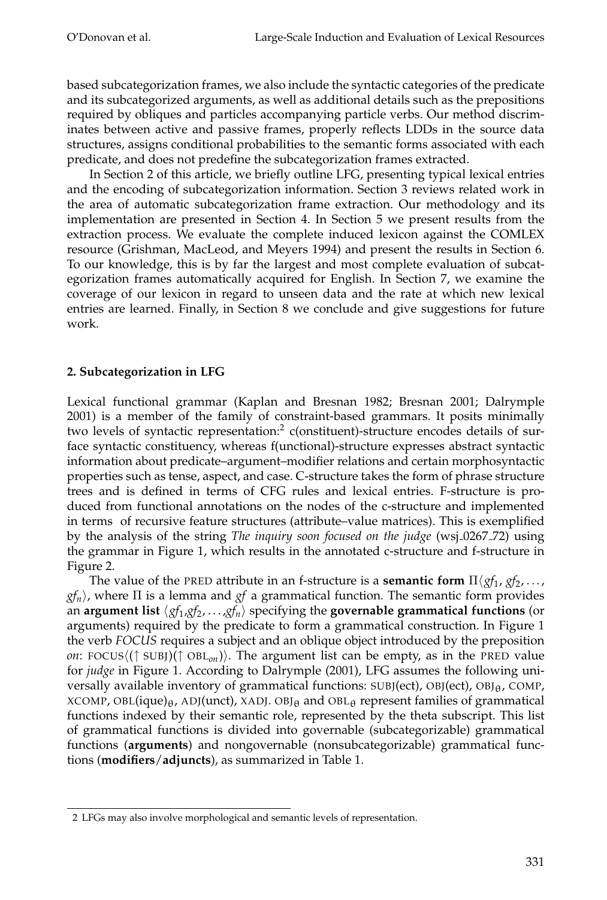based subcategorization frames, we also include the syntactic categories of the predicate and its subcategorized arguments, as well as additional details such as the prepositions required by obliques and particles accompanying particle verbs. Our method discriminates between active and passive frames, properly reflects LDDs in the source data structures, assigns conditional probabilities to the semantic forms associated with each predicate, and does not predefine the subcategorization frames extracted.

In Section 2 of this article, we briefly outline LFG, presenting typical lexical entries and the encoding of subcategorization information. Section 3 reviews related work in the area of automatic subcategorization frame extraction. Our methodology and its implementation are presented in Section 4. In Section 5 we present results from the extraction process. We evaluate the complete induced lexicon against the COMLEX resource (Grishman, MacLeod, and Meyers 1994) and present the results in Section 6. To our knowledge, this is by far the largest and most complete evaluation of subcategorization frames automatically acquired for English. In Section 7, we examine the coverage of our lexicon in regard to unseen data and the rate at which new lexical entries are learned. Finally, in Section 8 we conclude and give suggestions for future work.

## 2. Subcategorization in LFG

Lexical functional grammar (Kaplan and Bresnan 1982; Bresnan 2001; Dalrymple 2001) is a member of the family of constraint-based grammars. It posits minimally two levels of syntactic representation:[2] c(onstituent)-structure encodes details of surface syntactic constituency, whereas f(unctional)-structure expresses abstract syntactic information about predicate–argument–modifier relations and certain morphosyntactic properties such as tense, aspect, and case. C-structure takes the form of phrase structure trees and is defined in terms of CFG rules and lexical entries. F-structure is produced from functional annotations on the nodes of the c-structure and implemented in terms of recursive feature structures (attribute–value matrices). This is exemplified by the analysis of the string *The inquiry soon focused on the judge* (wsj_0267_72) using the grammar in Figure 1, which results in the annotated c-structure and f-structure in Figure 2.

The value of the PRED attribute in an f-structure is a **semantic form** $\Pi\langle gf_1, gf_2, \ldots, gf_n\rangle$, where $\Pi$ is a lemma and *gf* a grammatical function. The semantic form provides an **argument list** $\langle gf_1, gf_2, \ldots, gf_n\rangle$ specifying the **governable grammatical functions** (or arguments) required by the predicate to form a grammatical construction. In Figure 1 the verb *FOCUS* requires a subject and an oblique object introduced by the preposition *on*: FOCUS$\langle(\uparrow$ SUBJ$)(\uparrow$ OBL$_{on})\rangle$. The argument list can be empty, as in the PRED value for *judge* in Figure 1. According to Dalrymple (2001), LFG assumes the following universally available inventory of grammatical functions: SUBJ(ect), OBJ(ect), OBJ$_\theta$, COMP, XCOMP, OBL(ique)$_\theta$, ADJ(unct), XADJ. OBJ$_\theta$ and OBL$_\theta$ represent families of grammatical functions indexed by their semantic role, represented by the theta subscript. This list of grammatical functions is divided into governable (subcategorizable) grammatical functions (**arguments**) and nongovernable (nonsubcategorizable) grammatical functions (**modifiers/adjuncts**), as summarized in Table 1.

---

2 LFGs may also involve morphological and semantic levels of representation.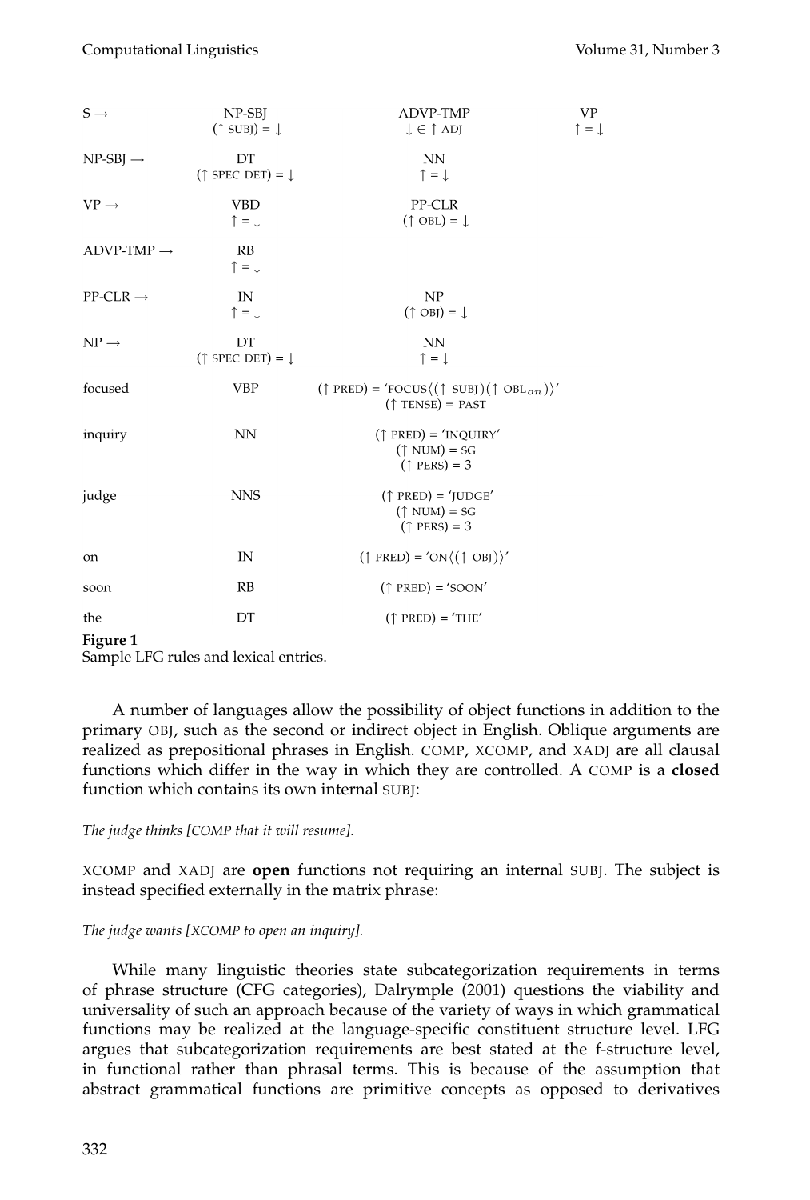| | | | |
|---|---|---|---|
| S → | NP-SBJ<br>(↑ SUBJ) = ↓ | ADVP-TMP<br>↓ ∈ ↑ ADJ | VP<br>↑ = ↓ |
| NP-SBJ → | DT<br>(↑ SPEC DET) = ↓ | NN<br>↑ = ↓ | |
| VP → | VBD<br>↑ = ↓ | PP-CLR<br>(↑ OBL) = ↓ | |
| ADVP-TMP → | RB<br>↑ = ↓ | | |
| PP-CLR → | IN<br>↑ = ↓ | NP<br>(↑ OBJ) = ↓ | |
| NP → | DT<br>(↑ SPEC DET) = ↓ | NN<br>↑ = ↓ | |
| focused | VBP | (↑ PRED) = 'FOCUS⟨(↑ SUBJ)(↑ $\text{OBL}_{on}$)⟩'<br>(↑ TENSE) = PAST | |
| inquiry | NN | (↑ PRED) = 'INQUIRY'<br>(↑ NUM) = SG<br>(↑ PERS) = 3 | |
| judge | NNS | (↑ PRED) = 'JUDGE'<br>(↑ NUM) = SG<br>(↑ PERS) = 3 | |
| on | IN | (↑ PRED) = 'ON⟨(↑ OBJ)⟩' | |
| soon | RB | (↑ PRED) = 'SOON' | |
| the | DT | (↑ PRED) = 'THE' | |

**Figure 1**
Sample LFG rules and lexical entries.

A number of languages allow the possibility of object functions in addition to the primary OBJ, such as the second or indirect object in English. Oblique arguments are realized as prepositional phrases in English. COMP, XCOMP, and XADJ are all clausal functions which differ in the way in which they are controlled. A COMP is a **closed** function which contains its own internal SUBJ:

*The judge thinks [COMP that it will resume].*

XCOMP and XADJ are **open** functions not requiring an internal SUBJ. The subject is instead specified externally in the matrix phrase:

*The judge wants [XCOMP to open an inquiry].*

While many linguistic theories state subcategorization requirements in terms of phrase structure (CFG categories), Dalrymple (2001) questions the viability and universality of such an approach because of the variety of ways in which grammatical functions may be realized at the language-specific constituent structure level. LFG argues that subcategorization requirements are best stated at the f-structure level, in functional rather than phrasal terms. This is because of the assumption that abstract grammatical functions are primitive concepts as opposed to derivatives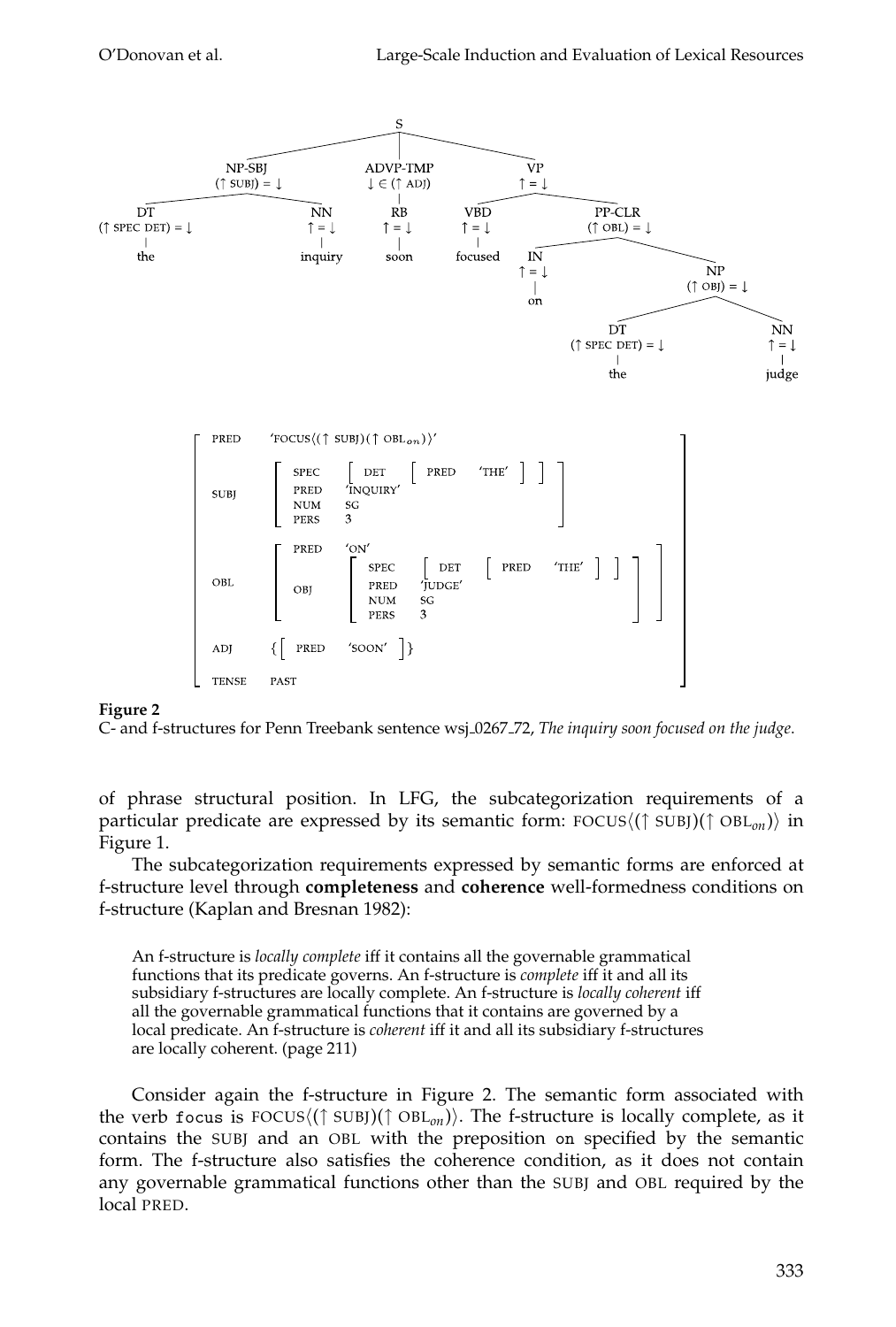**Figure 2**
C- and f-structures for Penn Treebank sentence wsj_0267_72, *The inquiry soon focused on the judge*.

of phrase structural position. In LFG, the subcategorization requirements of a particular predicate are expressed by its semantic form: FOCUS$\langle(\uparrow$ SUBJ$)(\uparrow$ OBL$_{on})\rangle$ in Figure 1.

The subcategorization requirements expressed by semantic forms are enforced at f-structure level through **completeness** and **coherence** well-formedness conditions on f-structure (Kaplan and Bresnan 1982):

> An f-structure is *locally complete* iff it contains all the governable grammatical functions that its predicate governs. An f-structure is *complete* iff it and all its subsidiary f-structures are locally complete. An f-structure is *locally coherent* iff all the governable grammatical functions that it contains are governed by a local predicate. An f-structure is *coherent* iff it and all its subsidiary f-structures are locally coherent. (page 211)

Consider again the f-structure in Figure 2. The semantic form associated with the verb `focus` is FOCUS$\langle(\uparrow$ SUBJ$)(\uparrow$ OBL$_{on})\rangle$. The f-structure is locally complete, as it contains the SUBJ and an OBL with the preposition `on` specified by the semantic form. The f-structure also satisfies the coherence condition, as it does not contain any governable grammatical functions other than the SUBJ and OBL required by the local PRED.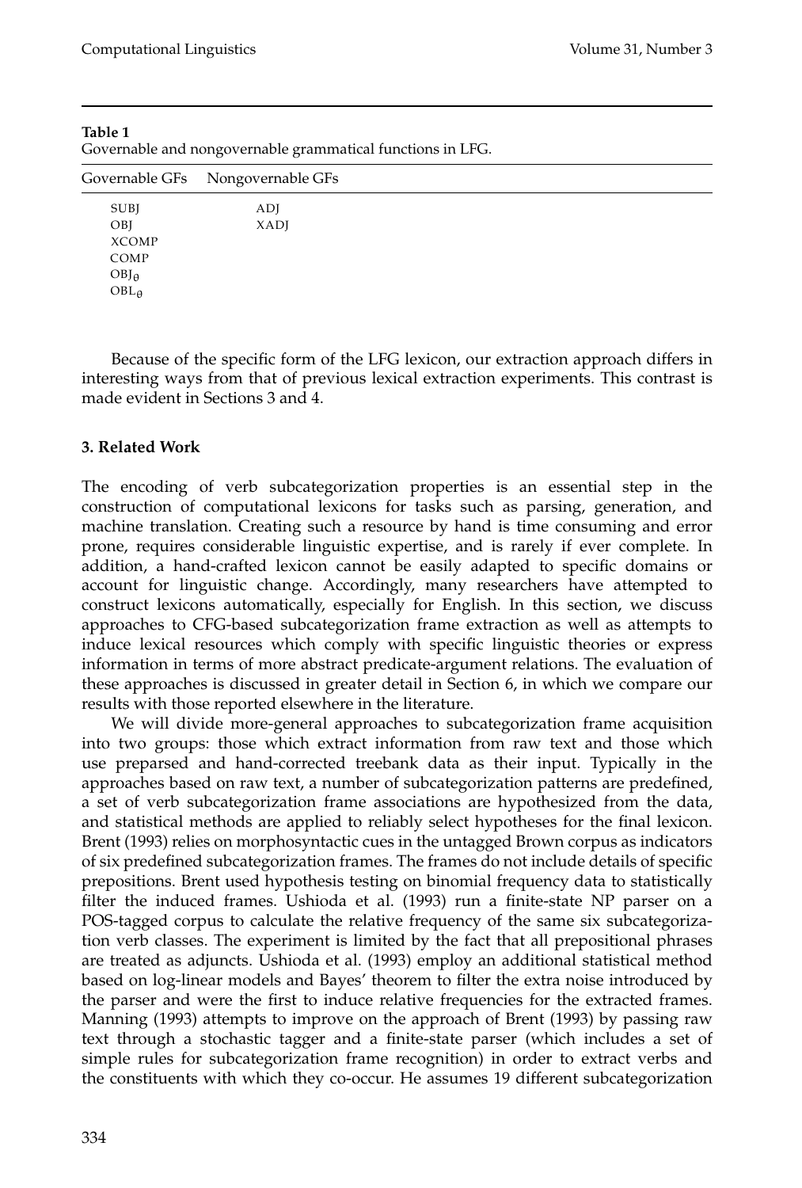**Table 1**
Governable and nongovernable grammatical functions in LFG.

| Governable GFs | Nongovernable GFs |
|---|---|
| SUBJ | ADJ |
| OBJ | XADJ |
| XCOMP | |
| COMP | |
| $\text{OBJ}_\theta$ | |
| $\text{OBL}_\theta$ | |

Because of the specific form of the LFG lexicon, our extraction approach differs in interesting ways from that of previous lexical extraction experiments. This contrast is made evident in Sections 3 and 4.

## 3. Related Work

The encoding of verb subcategorization properties is an essential step in the construction of computational lexicons for tasks such as parsing, generation, and machine translation. Creating such a resource by hand is time consuming and error prone, requires considerable linguistic expertise, and is rarely if ever complete. In addition, a hand-crafted lexicon cannot be easily adapted to specific domains or account for linguistic change. Accordingly, many researchers have attempted to construct lexicons automatically, especially for English. In this section, we discuss approaches to CFG-based subcategorization frame extraction as well as attempts to induce lexical resources which comply with specific linguistic theories or express information in terms of more abstract predicate-argument relations. The evaluation of these approaches is discussed in greater detail in Section 6, in which we compare our results with those reported elsewhere in the literature.

We will divide more-general approaches to subcategorization frame acquisition into two groups: those which extract information from raw text and those which use preparsed and hand-corrected treebank data as their input. Typically in the approaches based on raw text, a number of subcategorization patterns are predefined, a set of verb subcategorization frame associations are hypothesized from the data, and statistical methods are applied to reliably select hypotheses for the final lexicon. Brent (1993) relies on morphosyntactic cues in the untagged Brown corpus as indicators of six predefined subcategorization frames. The frames do not include details of specific prepositions. Brent used hypothesis testing on binomial frequency data to statistically filter the induced frames. Ushioda et al. (1993) run a finite-state NP parser on a POS-tagged corpus to calculate the relative frequency of the same six subcategorization verb classes. The experiment is limited by the fact that all prepositional phrases are treated as adjuncts. Ushioda et al. (1993) employ an additional statistical method based on log-linear models and Bayes' theorem to filter the extra noise introduced by the parser and were the first to induce relative frequencies for the extracted frames. Manning (1993) attempts to improve on the approach of Brent (1993) by passing raw text through a stochastic tagger and a finite-state parser (which includes a set of simple rules for subcategorization frame recognition) in order to extract verbs and the constituents with which they co-occur. He assumes 19 different subcategorization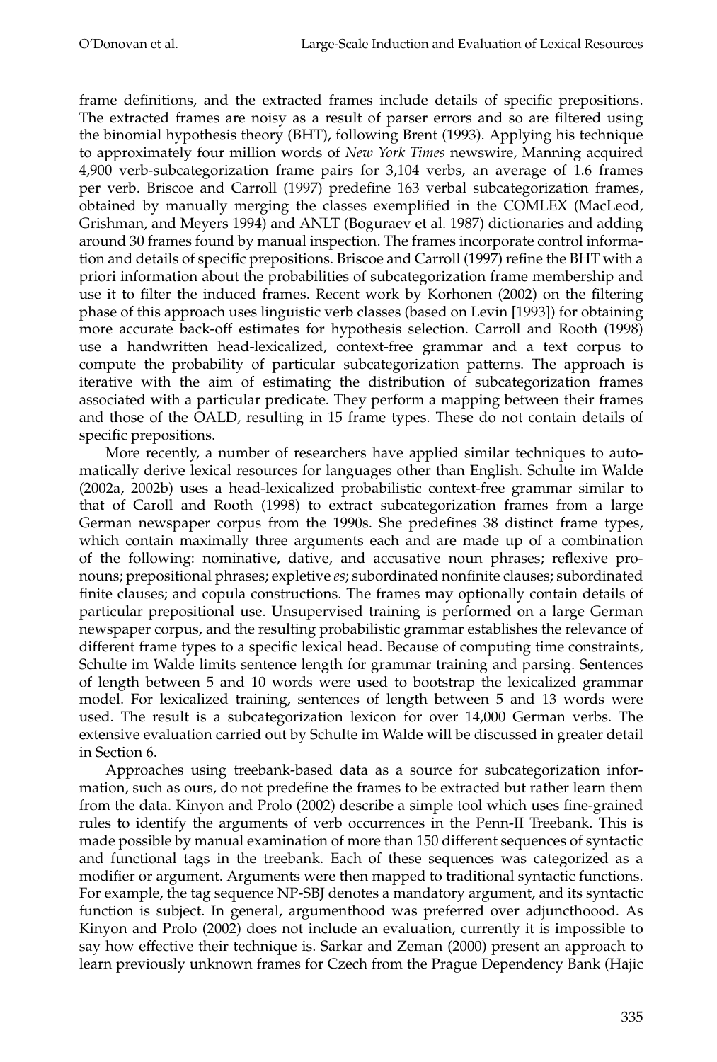frame definitions, and the extracted frames include details of specific prepositions. The extracted frames are noisy as a result of parser errors and so are filtered using the binomial hypothesis theory (BHT), following Brent (1993). Applying his technique to approximately four million words of *New York Times* newswire, Manning acquired 4,900 verb-subcategorization frame pairs for 3,104 verbs, an average of 1.6 frames per verb. Briscoe and Carroll (1997) predefine 163 verbal subcategorization frames, obtained by manually merging the classes exemplified in the COMLEX (MacLeod, Grishman, and Meyers 1994) and ANLT (Boguraev et al. 1987) dictionaries and adding around 30 frames found by manual inspection. The frames incorporate control information and details of specific prepositions. Briscoe and Carroll (1997) refine the BHT with a priori information about the probabilities of subcategorization frame membership and use it to filter the induced frames. Recent work by Korhonen (2002) on the filtering phase of this approach uses linguistic verb classes (based on Levin [1993]) for obtaining more accurate back-off estimates for hypothesis selection. Carroll and Rooth (1998) use a handwritten head-lexicalized, context-free grammar and a text corpus to compute the probability of particular subcategorization patterns. The approach is iterative with the aim of estimating the distribution of subcategorization frames associated with a particular predicate. They perform a mapping between their frames and those of the OALD, resulting in 15 frame types. These do not contain details of specific prepositions.

More recently, a number of researchers have applied similar techniques to automatically derive lexical resources for languages other than English. Schulte im Walde (2002a, 2002b) uses a head-lexicalized probabilistic context-free grammar similar to that of Caroll and Rooth (1998) to extract subcategorization frames from a large German newspaper corpus from the 1990s. She predefines 38 distinct frame types, which contain maximally three arguments each and are made up of a combination of the following: nominative, dative, and accusative noun phrases; reflexive pronouns; prepositional phrases; expletive *es*; subordinated nonfinite clauses; subordinated finite clauses; and copula constructions. The frames may optionally contain details of particular prepositional use. Unsupervised training is performed on a large German newspaper corpus, and the resulting probabilistic grammar establishes the relevance of different frame types to a specific lexical head. Because of computing time constraints, Schulte im Walde limits sentence length for grammar training and parsing. Sentences of length between 5 and 10 words were used to bootstrap the lexicalized grammar model. For lexicalized training, sentences of length between 5 and 13 words were used. The result is a subcategorization lexicon for over 14,000 German verbs. The extensive evaluation carried out by Schulte im Walde will be discussed in greater detail in Section 6.

Approaches using treebank-based data as a source for subcategorization information, such as ours, do not predefine the frames to be extracted but rather learn them from the data. Kinyon and Prolo (2002) describe a simple tool which uses fine-grained rules to identify the arguments of verb occurrences in the Penn-II Treebank. This is made possible by manual examination of more than 150 different sequences of syntactic and functional tags in the treebank. Each of these sequences was categorized as a modifier or argument. Arguments were then mapped to traditional syntactic functions. For example, the tag sequence NP-SBJ denotes a mandatory argument, and its syntactic function is subject. In general, argumenthood was preferred over adjuncthoood. As Kinyon and Prolo (2002) does not include an evaluation, currently it is impossible to say how effective their technique is. Sarkar and Zeman (2000) present an approach to learn previously unknown frames for Czech from the Prague Dependency Bank (Hajic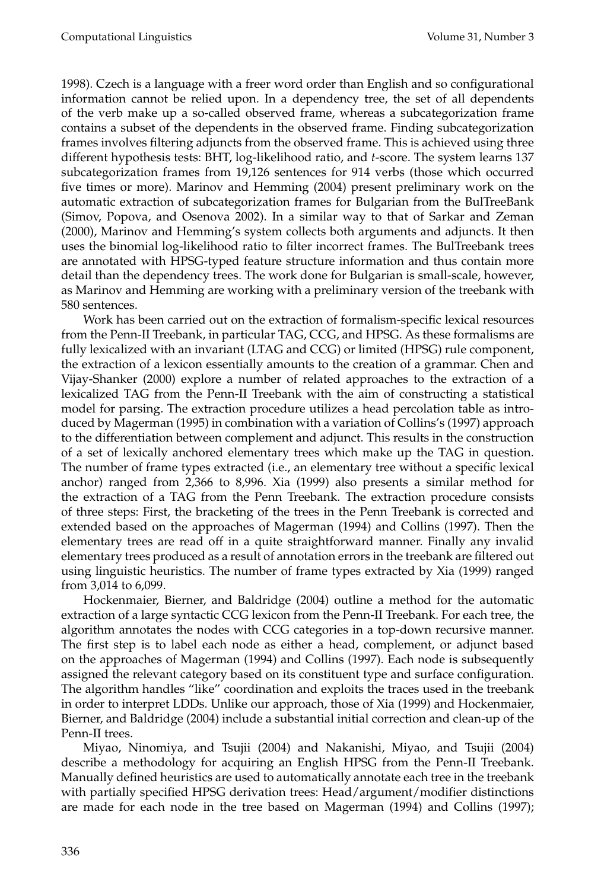1998). Czech is a language with a freer word order than English and so configurational information cannot be relied upon. In a dependency tree, the set of all dependents of the verb make up a so-called observed frame, whereas a subcategorization frame contains a subset of the dependents in the observed frame. Finding subcategorization frames involves filtering adjuncts from the observed frame. This is achieved using three different hypothesis tests: BHT, log-likelihood ratio, and *t*-score. The system learns 137 subcategorization frames from 19,126 sentences for 914 verbs (those which occurred five times or more). Marinov and Hemming (2004) present preliminary work on the automatic extraction of subcategorization frames for Bulgarian from the BulTreeBank (Simov, Popova, and Osenova 2002). In a similar way to that of Sarkar and Zeman (2000), Marinov and Hemming's system collects both arguments and adjuncts. It then uses the binomial log-likelihood ratio to filter incorrect frames. The BulTreebank trees are annotated with HPSG-typed feature structure information and thus contain more detail than the dependency trees. The work done for Bulgarian is small-scale, however, as Marinov and Hemming are working with a preliminary version of the treebank with 580 sentences.

Work has been carried out on the extraction of formalism-specific lexical resources from the Penn-II Treebank, in particular TAG, CCG, and HPSG. As these formalisms are fully lexicalized with an invariant (LTAG and CCG) or limited (HPSG) rule component, the extraction of a lexicon essentially amounts to the creation of a grammar. Chen and Vijay-Shanker (2000) explore a number of related approaches to the extraction of a lexicalized TAG from the Penn-II Treebank with the aim of constructing a statistical model for parsing. The extraction procedure utilizes a head percolation table as introduced by Magerman (1995) in combination with a variation of Collins's (1997) approach to the differentiation between complement and adjunct. This results in the construction of a set of lexically anchored elementary trees which make up the TAG in question. The number of frame types extracted (i.e., an elementary tree without a specific lexical anchor) ranged from 2,366 to 8,996. Xia (1999) also presents a similar method for the extraction of a TAG from the Penn Treebank. The extraction procedure consists of three steps: First, the bracketing of the trees in the Penn Treebank is corrected and extended based on the approaches of Magerman (1994) and Collins (1997). Then the elementary trees are read off in a quite straightforward manner. Finally any invalid elementary trees produced as a result of annotation errors in the treebank are filtered out using linguistic heuristics. The number of frame types extracted by Xia (1999) ranged from 3,014 to 6,099.

Hockenmaier, Bierner, and Baldridge (2004) outline a method for the automatic extraction of a large syntactic CCG lexicon from the Penn-II Treebank. For each tree, the algorithm annotates the nodes with CCG categories in a top-down recursive manner. The first step is to label each node as either a head, complement, or adjunct based on the approaches of Magerman (1994) and Collins (1997). Each node is subsequently assigned the relevant category based on its constituent type and surface configuration. The algorithm handles "like" coordination and exploits the traces used in the treebank in order to interpret LDDs. Unlike our approach, those of Xia (1999) and Hockenmaier, Bierner, and Baldridge (2004) include a substantial initial correction and clean-up of the Penn-II trees.

Miyao, Ninomiya, and Tsujii (2004) and Nakanishi, Miyao, and Tsujii (2004) describe a methodology for acquiring an English HPSG from the Penn-II Treebank. Manually defined heuristics are used to automatically annotate each tree in the treebank with partially specified HPSG derivation trees: Head/argument/modifier distinctions are made for each node in the tree based on Magerman (1994) and Collins (1997);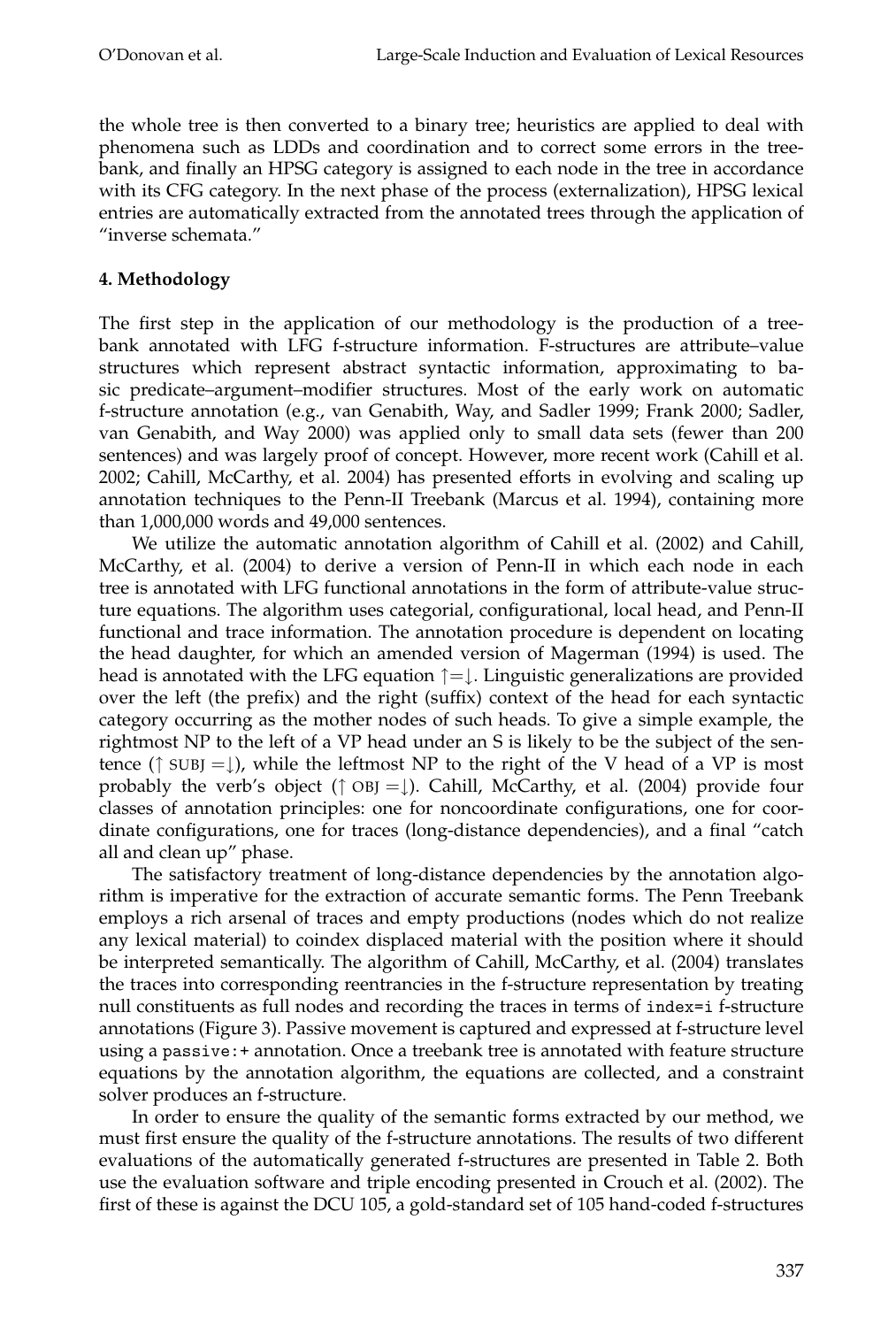the whole tree is then converted to a binary tree; heuristics are applied to deal with phenomena such as LDDs and coordination and to correct some errors in the treebank, and finally an HPSG category is assigned to each node in the tree in accordance with its CFG category. In the next phase of the process (externalization), HPSG lexical entries are automatically extracted from the annotated trees through the application of "inverse schemata."

## 4. Methodology

The first step in the application of our methodology is the production of a treebank annotated with LFG f-structure information. F-structures are attribute–value structures which represent abstract syntactic information, approximating to basic predicate–argument–modifier structures. Most of the early work on automatic f-structure annotation (e.g., van Genabith, Way, and Sadler 1999; Frank 2000; Sadler, van Genabith, and Way 2000) was applied only to small data sets (fewer than 200 sentences) and was largely proof of concept. However, more recent work (Cahill et al. 2002; Cahill, McCarthy, et al. 2004) has presented efforts in evolving and scaling up annotation techniques to the Penn-II Treebank (Marcus et al. 1994), containing more than 1,000,000 words and 49,000 sentences.

We utilize the automatic annotation algorithm of Cahill et al. (2002) and Cahill, McCarthy, et al. (2004) to derive a version of Penn-II in which each node in each tree is annotated with LFG functional annotations in the form of attribute-value structure equations. The algorithm uses categorial, configurational, local head, and Penn-II functional and trace information. The annotation procedure is dependent on locating the head daughter, for which an amended version of Magerman (1994) is used. The head is annotated with the LFG equation $\uparrow=\downarrow$. Linguistic generalizations are provided over the left (the prefix) and the right (suffix) context of the head for each syntactic category occurring as the mother nodes of such heads. To give a simple example, the rightmost NP to the left of a VP head under an S is likely to be the subject of the sentence ($\uparrow$ SUBJ $=\downarrow$), while the leftmost NP to the right of the V head of a VP is most probably the verb's object ($\uparrow$ OBJ $=\downarrow$). Cahill, McCarthy, et al. (2004) provide four classes of annotation principles: one for noncoordinate configurations, one for coordinate configurations, one for traces (long-distance dependencies), and a final "catch all and clean up" phase.

The satisfactory treatment of long-distance dependencies by the annotation algorithm is imperative for the extraction of accurate semantic forms. The Penn Treebank employs a rich arsenal of traces and empty productions (nodes which do not realize any lexical material) to coindex displaced material with the position where it should be interpreted semantically. The algorithm of Cahill, McCarthy, et al. (2004) translates the traces into corresponding reentrancies in the f-structure representation by treating null constituents as full nodes and recording the traces in terms of `index=i` f-structure annotations (Figure 3). Passive movement is captured and expressed at f-structure level using a `passive:+` annotation. Once a treebank tree is annotated with feature structure equations by the annotation algorithm, the equations are collected, and a constraint solver produces an f-structure.

In order to ensure the quality of the semantic forms extracted by our method, we must first ensure the quality of the f-structure annotations. The results of two different evaluations of the automatically generated f-structures are presented in Table 2. Both use the evaluation software and triple encoding presented in Crouch et al. (2002). The first of these is against the DCU 105, a gold-standard set of 105 hand-coded f-structures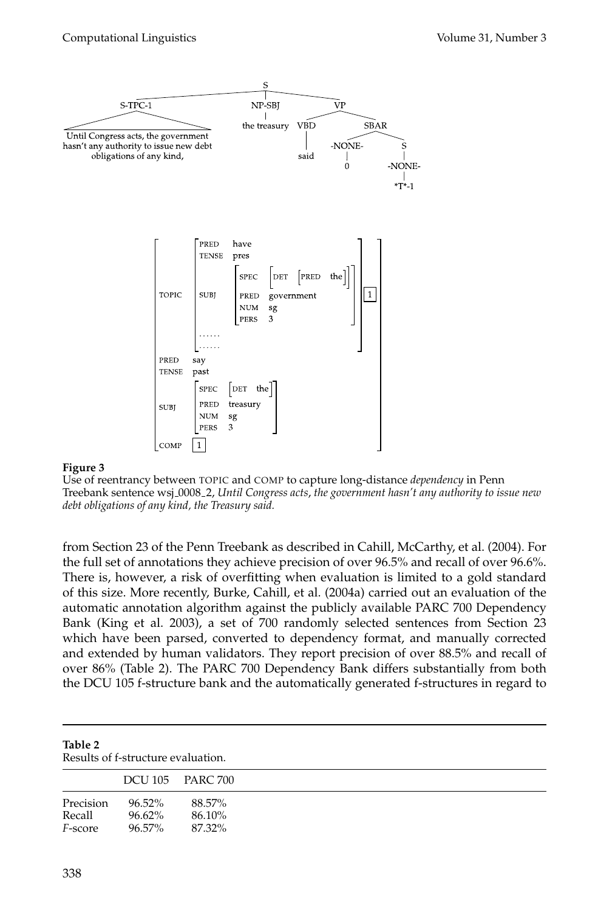**Figure 3**
Use of reentrancy between TOPIC and COMP to capture long-distance *dependency* in Penn Treebank sentence wsj_0008_2, *Until Congress acts, the government hasn't any authority to issue new debt obligations of any kind, the Treasury said.*

from Section 23 of the Penn Treebank as described in Cahill, McCarthy, et al. (2004). For the full set of annotations they achieve precision of over 96.5% and recall of over 96.6%. There is, however, a risk of overfitting when evaluation is limited to a gold standard of this size. More recently, Burke, Cahill, et al. (2004a) carried out an evaluation of the automatic annotation algorithm against the publicly available PARC 700 Dependency Bank (King et al. 2003), a set of 700 randomly selected sentences from Section 23 which have been parsed, converted to dependency format, and manually corrected and extended by human validators. They report precision of over 88.5% and recall of over 86% (Table 2). The PARC 700 Dependency Bank differs substantially from both the DCU 105 f-structure bank and the automatically generated f-structures in regard to

**Table 2**
Results of f-structure evaluation.

| | DCU 105 | PARC 700 |
|---|---|---|
| Precision | 96.52% | 88.57% |
| Recall | 96.62% | 86.10% |
| *F*-score | 96.57% | 87.32% |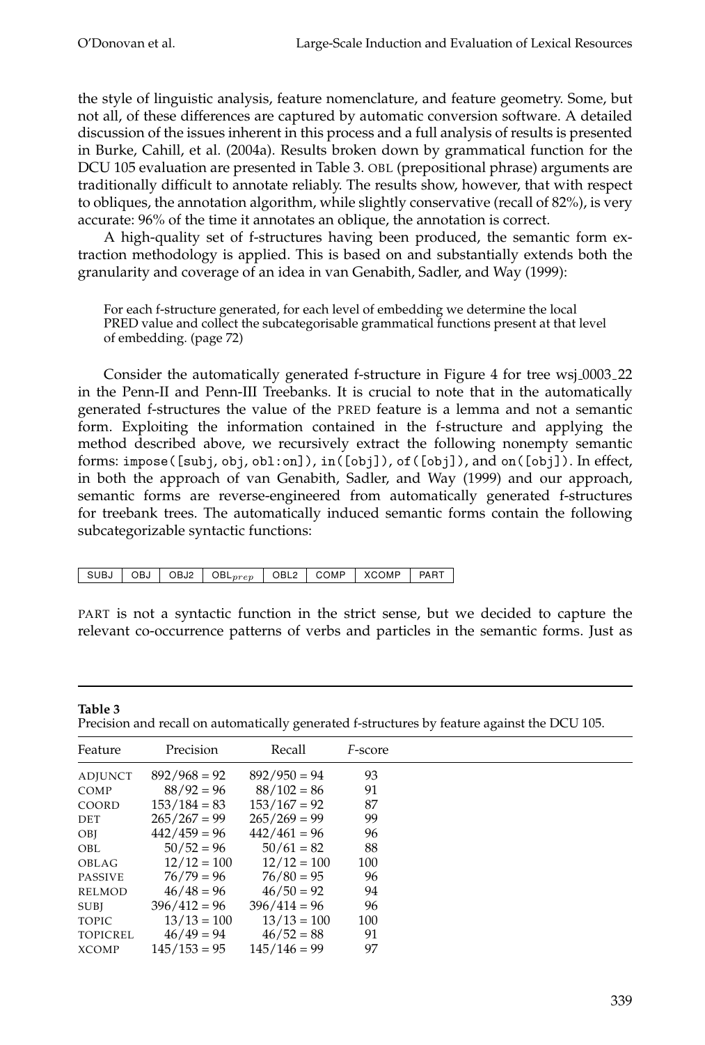the style of linguistic analysis, feature nomenclature, and feature geometry. Some, but not all, of these differences are captured by automatic conversion software. A detailed discussion of the issues inherent in this process and a full analysis of results is presented in Burke, Cahill, et al. (2004a). Results broken down by grammatical function for the DCU 105 evaluation are presented in Table 3. OBL (prepositional phrase) arguments are traditionally difficult to annotate reliably. The results show, however, that with respect to obliques, the annotation algorithm, while slightly conservative (recall of 82%), is very accurate: 96% of the time it annotates an oblique, the annotation is correct.

A high-quality set of f-structures having been produced, the semantic form extraction methodology is applied. This is based on and substantially extends both the granularity and coverage of an idea in van Genabith, Sadler, and Way (1999):

> For each f-structure generated, for each level of embedding we determine the local PRED value and collect the subcategorisable grammatical functions present at that level of embedding. (page 72)

Consider the automatically generated f-structure in Figure 4 for tree wsj_0003_22 in the Penn-II and Penn-III Treebanks. It is crucial to note that in the automatically generated f-structures the value of the PRED feature is a lemma and not a semantic form. Exploiting the information contained in the f-structure and applying the method described above, we recursively extract the following nonempty semantic forms: `impose([subj, obj, obl:on])`, `in([obj])`, `of([obj])`, and `on([obj])`. In effect, in both the approach of van Genabith, Sadler, and Way (1999) and our approach, semantic forms are reverse-engineered from automatically generated f-structures for treebank trees. The automatically induced semantic forms contain the following subcategorizable syntactic functions:

| SUBJ | OBJ | OBJ2 | $\text{OBL}_{prep}$ | OBL2 | COMP | XCOMP | PART |
|---|---|---|---|---|---|---|---|

PART is not a syntactic function in the strict sense, but we decided to capture the relevant co-occurrence patterns of verbs and particles in the semantic forms. Just as

**Table 3**
Precision and recall on automatically generated f-structures by feature against the DCU 105.

| Feature | Precision | Recall | *F*-score |
|---|---|---|---|
| ADJUNCT | 892/968 = 92 | 892/950 = 94 | 93 |
| COMP | 88/92 = 96 | 88/102 = 86 | 91 |
| COORD | 153/184 = 83 | 153/167 = 92 | 87 |
| DET | 265/267 = 99 | 265/269 = 99 | 99 |
| OBJ | 442/459 = 96 | 442/461 = 96 | 96 |
| OBL | 50/52 = 96 | 50/61 = 82 | 88 |
| OBLAG | 12/12 = 100 | 12/12 = 100 | 100 |
| PASSIVE | 76/79 = 96 | 76/80 = 95 | 96 |
| RELMOD | 46/48 = 96 | 46/50 = 92 | 94 |
| SUBJ | 396/412 = 96 | 396/414 = 96 | 96 |
| TOPIC | 13/13 = 100 | 13/13 = 100 | 100 |
| TOPICREL | 46/49 = 94 | 46/52 = 88 | 91 |
| XCOMP | 145/153 = 95 | 145/146 = 99 | 97 |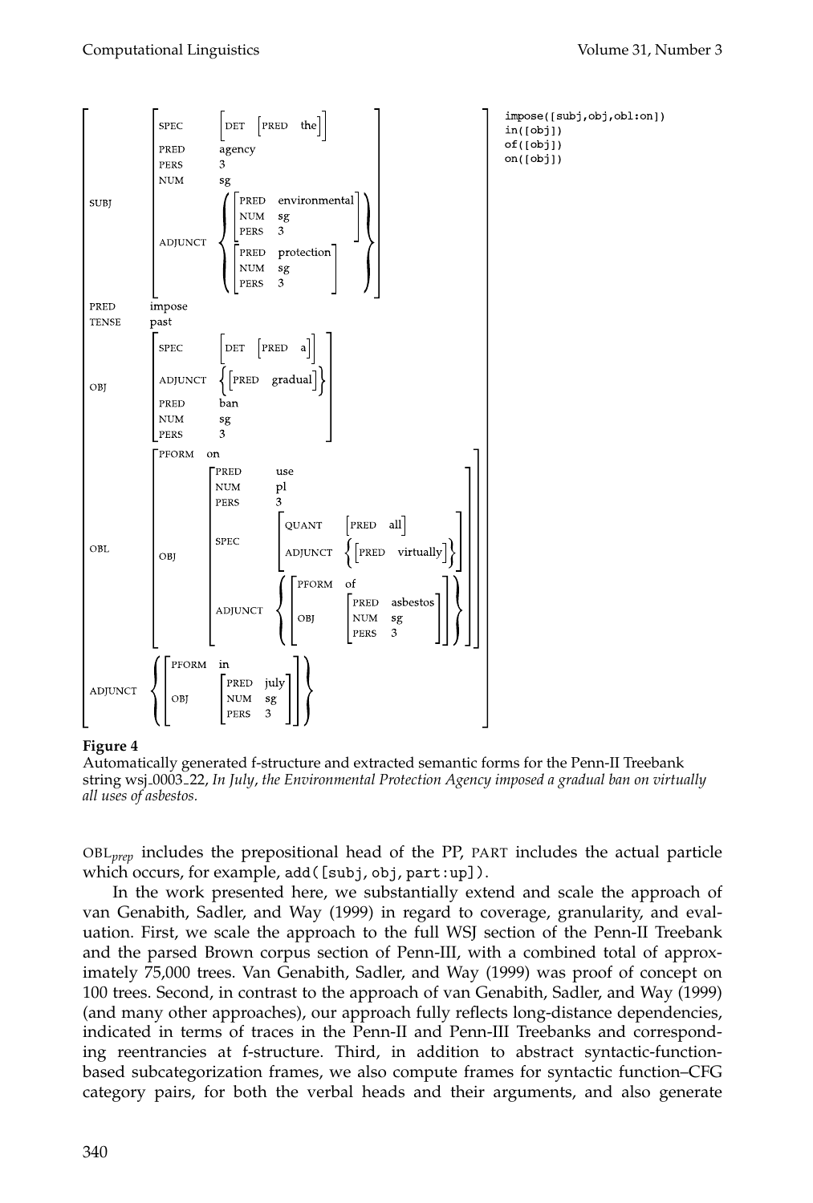```
impose([subj,obj,obl:on])
in([obj])
of([obj])
on([obj])
```

**Figure 4**
Automatically generated f-structure and extracted semantic forms for the Penn-II Treebank string wsj_0003_22, *In July, the Environmental Protection Agency imposed a gradual ban on virtually all uses of asbestos.*

OBL*prep* includes the prepositional head of the PP, PART includes the actual particle which occurs, for example, `add([subj, obj, part:up])`.

In the work presented here, we substantially extend and scale the approach of van Genabith, Sadler, and Way (1999) in regard to coverage, granularity, and evaluation. First, we scale the approach to the full WSJ section of the Penn-II Treebank and the parsed Brown corpus section of Penn-III, with a combined total of approximately 75,000 trees. Van Genabith, Sadler, and Way (1999) was proof of concept on 100 trees. Second, in contrast to the approach of van Genabith, Sadler, and Way (1999) (and many other approaches), our approach fully reflects long-distance dependencies, indicated in terms of traces in the Penn-II and Penn-III Treebanks and corresponding reentrancies at f-structure. Third, in addition to abstract syntactic-function-based subcategorization frames, we also compute frames for syntactic function–CFG category pairs, for both the verbal heads and their arguments, and also generate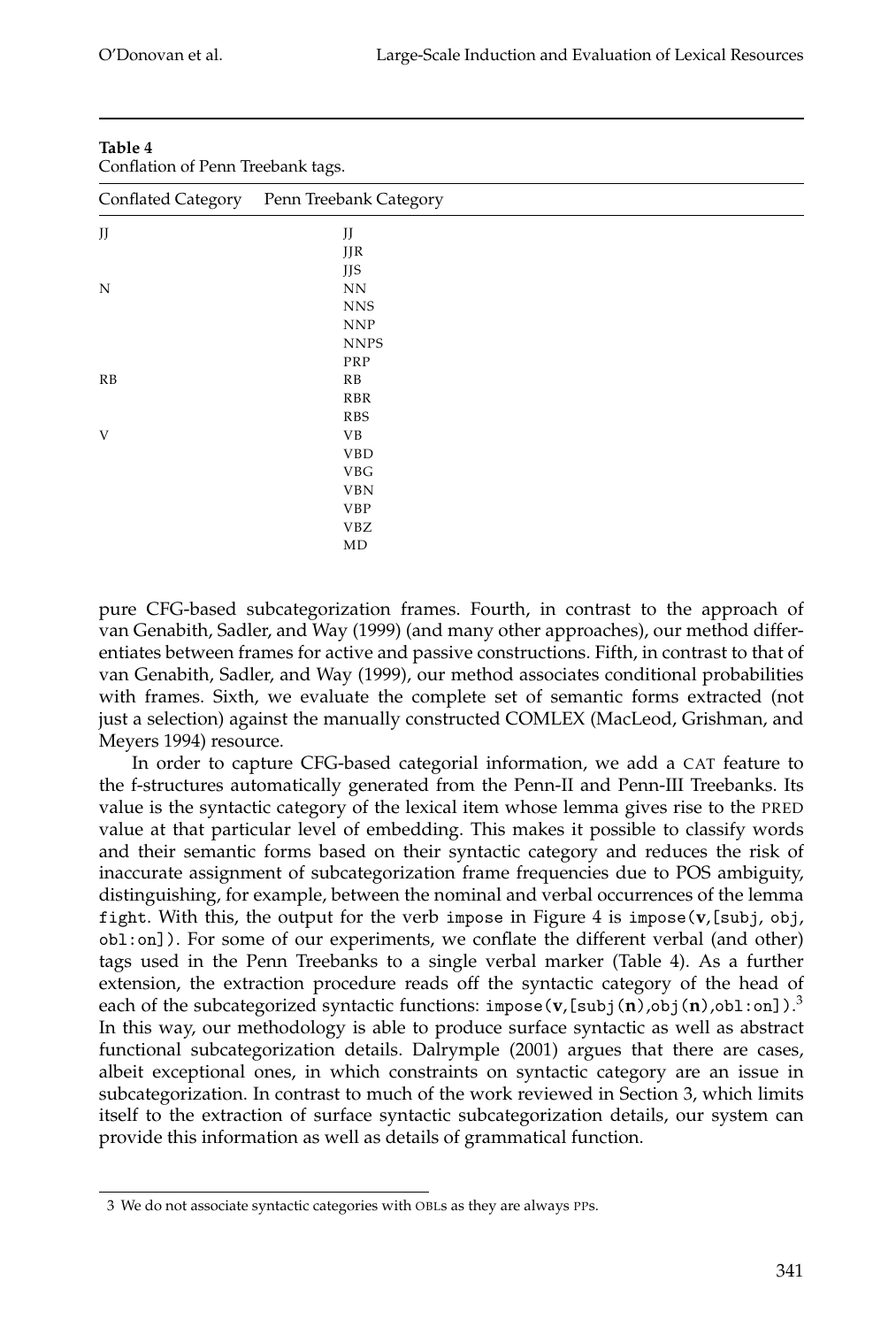**Table 4**
Conflation of Penn Treebank tags.

| Conflated Category | Penn Treebank Category |
|---|---|
| JJ | JJ |
| | JJR |
| | JJS |
| N | NN |
| | NNS |
| | NNP |
| | NNPS |
| | PRP |
| RB | RB |
| | RBR |
| | RBS |
| V | VB |
| | VBD |
| | VBG |
| | VBN |
| | VBP |
| | VBZ |
| | MD |

pure CFG-based subcategorization frames. Fourth, in contrast to the approach of van Genabith, Sadler, and Way (1999) (and many other approaches), our method differentiates between frames for active and passive constructions. Fifth, in contrast to that of van Genabith, Sadler, and Way (1999), our method associates conditional probabilities with frames. Sixth, we evaluate the complete set of semantic forms extracted (not just a selection) against the manually constructed COMLEX (MacLeod, Grishman, and Meyers 1994) resource.

In order to capture CFG-based categorial information, we add a CAT feature to the f-structures automatically generated from the Penn-II and Penn-III Treebanks. Its value is the syntactic category of the lexical item whose lemma gives rise to the PRED value at that particular level of embedding. This makes it possible to classify words and their semantic forms based on their syntactic category and reduces the risk of inaccurate assignment of subcategorization frame frequencies due to POS ambiguity, distinguishing, for example, between the nominal and verbal occurrences of the lemma `fight`. With this, the output for the verb `impose` in Figure 4 is `impose(`**v**`,[subj, obj, obl:on])`. For some of our experiments, we conflate the different verbal (and other) tags used in the Penn Treebanks to a single verbal marker (Table 4). As a further extension, the extraction procedure reads off the syntactic category of the head of each of the subcategorized syntactic functions: `impose(`**v**`,[subj(`**n**`),obj(`**n**`),obl:on])`.[3] In this way, our methodology is able to produce surface syntactic as well as abstract functional subcategorization details. Dalrymple (2001) argues that there are cases, albeit exceptional ones, in which constraints on syntactic category are an issue in subcategorization. In contrast to much of the work reviewed in Section 3, which limits itself to the extraction of surface syntactic subcategorization details, our system can provide this information as well as details of grammatical function.

[3] We do not associate syntactic categories with OBLs as they are always PPs.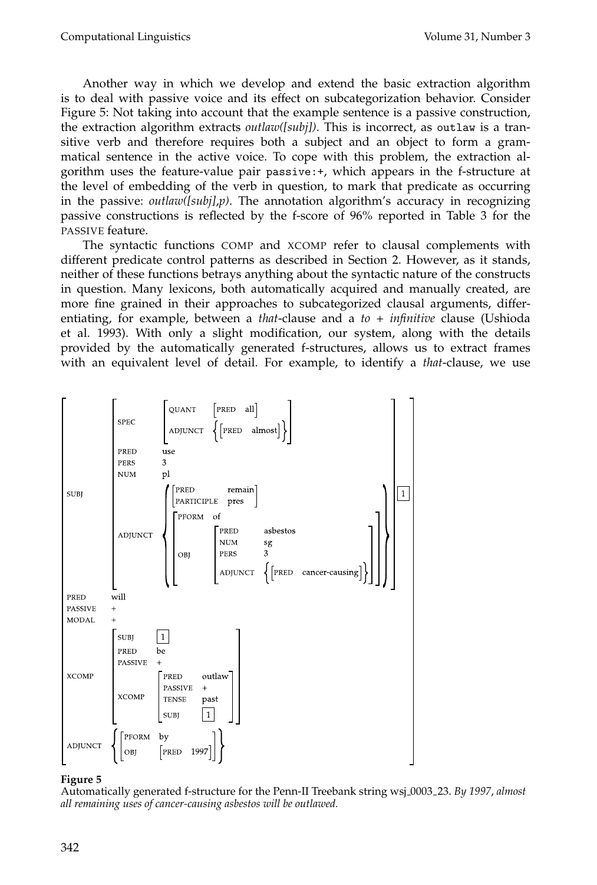Another way in which we develop and extend the basic extraction algorithm is to deal with passive voice and its effect on subcategorization behavior. Consider Figure 5: Not taking into account that the example sentence is a passive construction, the extraction algorithm extracts *outlaw([subj])*. This is incorrect, as `outlaw` is a transitive verb and therefore requires both a subject and an object to form a grammatical sentence in the active voice. To cope with this problem, the extraction algorithm uses the feature-value pair `passive:+`, which appears in the f-structure at the level of embedding of the verb in question, to mark that predicate as occurring in the passive: *outlaw([subj],p)*. The annotation algorithm's accuracy in recognizing passive constructions is reflected by the f-score of 96% reported in Table 3 for the PASSIVE feature.

The syntactic functions COMP and XCOMP refer to clausal complements with different predicate control patterns as described in Section 2. However, as it stands, neither of these functions betrays anything about the syntactic nature of the constructs in question. Many lexicons, both automatically acquired and manually created, are more fine grained in their approaches to subcategorized clausal arguments, differentiating, for example, between a *that*-clause and a *to + infinitive* clause (Ushioda et al. 1993). With only a slight modification, our system, along with the details provided by the automatically generated f-structures, allows us to extract frames with an equivalent level of detail. For example, to identify a *that*-clause, we use

```
[ SUBJ    [ SPEC     [ QUANT    [PRED all]
                       ADJUNCT  {[PRED almost]} ]
            PRED     use
            PERS     3
            NUM      pl
            ADJUNCT  { [ PRED        remain
                         PARTICIPLE  pres ]
                       [ PFORM  of
                         OBJ    [ PRED     asbestos
                                  NUM      sg
                                  PERS     3
                                  ADJUNCT  {[PRED cancer-causing]} ] ] } ]  [1]
  PRED    will
  PASSIVE +
  MODAL   +
  XCOMP   [ SUBJ     [1]
            PRED     be
            PASSIVE  +
            XCOMP    [ PRED     outlaw
                       PASSIVE  +
                       TENSE    past
                       SUBJ     [1] ] ]
  ADJUNCT { [ PFORM  by
              OBJ    [PRED 1997] ] } ]
```

**Figure 5**
Automatically generated f-structure for the Penn-II Treebank string wsj_0003_23. *By 1997, almost all remaining uses of cancer-causing asbestos will be outlawed.*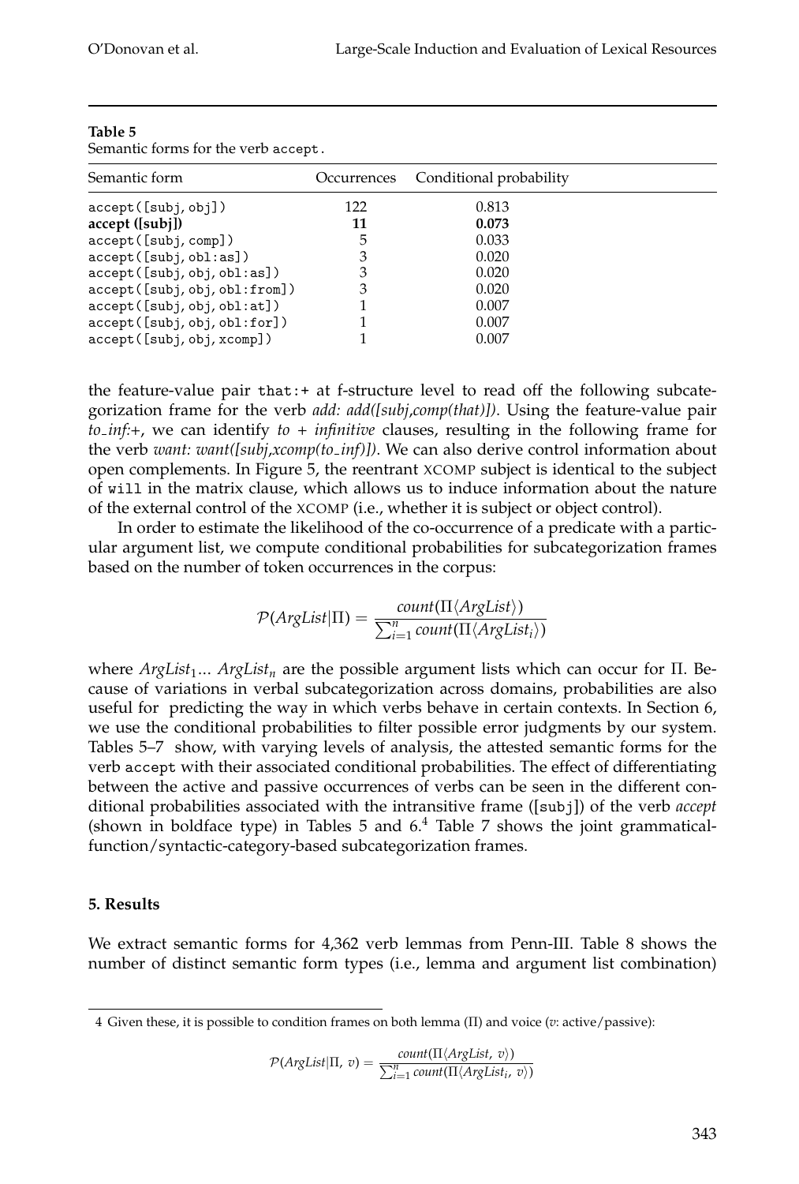**Table 5**
Semantic forms for the verb `accept`.

| Semantic form | Occurrences | Conditional probability |
|---|---|---|
| `accept([subj, obj])` | 122 | 0.813 |
| **accept ([subj])** | **11** | **0.073** |
| `accept([subj, comp])` | 5 | 0.033 |
| `accept([subj, obl:as])` | 3 | 0.020 |
| `accept([subj, obj, obl:as])` | 3 | 0.020 |
| `accept([subj, obj, obl:from])` | 3 | 0.020 |
| `accept([subj, obj, obl:at])` | 1 | 0.007 |
| `accept([subj, obj, obl:for])` | 1 | 0.007 |
| `accept([subj, obj, xcomp])` | 1 | 0.007 |

the feature-value pair `that:+` at f-structure level to read off the following subcategorization frame for the verb *add: add([subj,comp(that)])*. Using the feature-value pair *to_inf:+*, we can identify *to + infinitive* clauses, resulting in the following frame for the verb *want: want([subj,xcomp(to_inf)])*. We can also derive control information about open complements. In Figure 5, the reentrant XCOMP subject is identical to the subject of `will` in the matrix clause, which allows us to induce information about the nature of the external control of the XCOMP (i.e., whether it is subject or object control).

In order to estimate the likelihood of the co-occurrence of a predicate with a particular argument list, we compute conditional probabilities for subcategorization frames based on the number of token occurrences in the corpus:

$$\mathcal{P}(ArgList|\Pi) = \frac{count(\Pi\langle ArgList\rangle)}{\sum_{i=1}^{n} count(\Pi\langle ArgList_i\rangle)}$$

where $ArgList_1 ... ArgList_n$ are the possible argument lists which can occur for $\Pi$. Because of variations in verbal subcategorization across domains, probabilities are also useful for predicting the way in which verbs behave in certain contexts. In Section 6, we use the conditional probabilities to filter possible error judgments by our system. Tables 5–7 show, with varying levels of analysis, the attested semantic forms for the verb `accept` with their associated conditional probabilities. The effect of differentiating between the active and passive occurrences of verbs can be seen in the different conditional probabilities associated with the intransitive frame ([`subj`]) of the verb *accept* (shown in boldface type) in Tables 5 and 6.[4] Table 7 shows the joint grammatical-function/syntactic-category-based subcategorization frames.

## 5. Results

We extract semantic forms for 4,362 verb lemmas from Penn-III. Table 8 shows the number of distinct semantic form types (i.e., lemma and argument list combination)

---

4 Given these, it is possible to condition frames on both lemma ($\Pi$) and voice ($v$: active/passive):

$$\mathcal{P}(ArgList|\Pi,\ v) = \frac{count(\Pi\langle ArgList,\ v\rangle)}{\sum_{i=1}^{n} count(\Pi\langle ArgList_i,\ v\rangle)}$$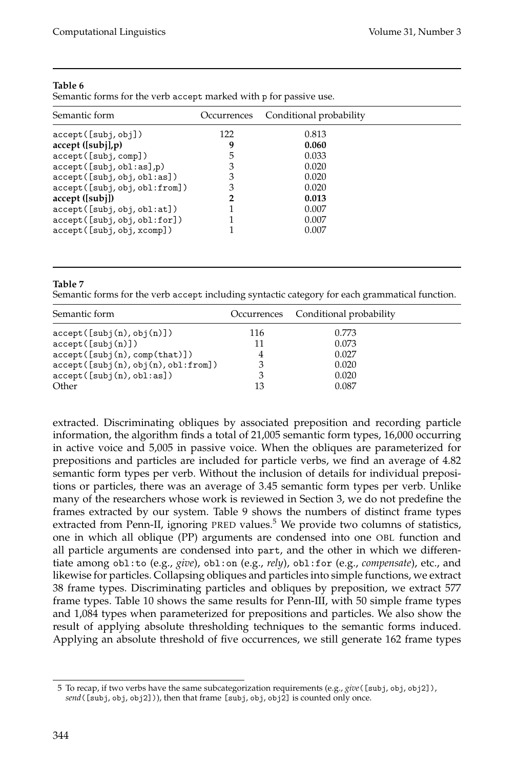**Table 6**
Semantic forms for the verb accept marked with p for passive use.

| Semantic form | Occurrences | Conditional probability |
|---|---|---|
| accept([subj,obj]) | 122 | 0.813 |
| **accept ([subj],p)** | **9** | **0.060** |
| accept([subj,comp]) | 5 | 0.033 |
| accept([subj,obl:as],p) | 3 | 0.020 |
| accept([subj,obj,obl:as]) | 3 | 0.020 |
| accept([subj,obj,obl:from]) | 3 | 0.020 |
| **accept ([subj])** | **2** | **0.013** |
| accept([subj,obj,obl:at]) | 1 | 0.007 |
| accept([subj,obj,obl:for]) | 1 | 0.007 |
| accept([subj,obj,xcomp]) | 1 | 0.007 |

**Table 7**
Semantic forms for the verb accept including syntactic category for each grammatical function.

| Semantic form | Occurrences | Conditional probability |
|---|---|---|
| accept([subj(n),obj(n)]) | 116 | 0.773 |
| accept([subj(n)]) | 11 | 0.073 |
| accept([subj(n),comp(that)]) | 4 | 0.027 |
| accept([subj(n),obj(n),obl:from]) | 3 | 0.020 |
| accept([subj(n),obl:as]) | 3 | 0.020 |
| Other | 13 | 0.087 |

extracted. Discriminating obliques by associated preposition and recording particle information, the algorithm finds a total of 21,005 semantic form types, 16,000 occurring in active voice and 5,005 in passive voice. When the obliques are parameterized for prepositions and particles are included for particle verbs, we find an average of 4.82 semantic form types per verb. Without the inclusion of details for individual prepositions or particles, there was an average of 3.45 semantic form types per verb. Unlike many of the researchers whose work is reviewed in Section 3, we do not predefine the frames extracted by our system. Table 9 shows the numbers of distinct frame types extracted from Penn-II, ignoring PRED values.[5] We provide two columns of statistics, one in which all oblique (PP) arguments are condensed into one OBL function and all particle arguments are condensed into part, and the other in which we differentiate among obl:to (e.g., *give*), obl:on (e.g., *rely*), obl:for (e.g., *compensate*), etc., and likewise for particles. Collapsing obliques and particles into simple functions, we extract 38 frame types. Discriminating particles and obliques by preposition, we extract 577 frame types. Table 10 shows the same results for Penn-III, with 50 simple frame types and 1,084 types when parameterized for prepositions and particles. We also show the result of applying absolute thresholding techniques to the semantic forms induced. Applying an absolute threshold of five occurrences, we still generate 162 frame types

5 To recap, if two verbs have the same subcategorization requirements (e.g., *give*([subj, obj, obj2]), *send*([subj, obj, obj2])), then that frame [subj, obj, obj2] is counted only once.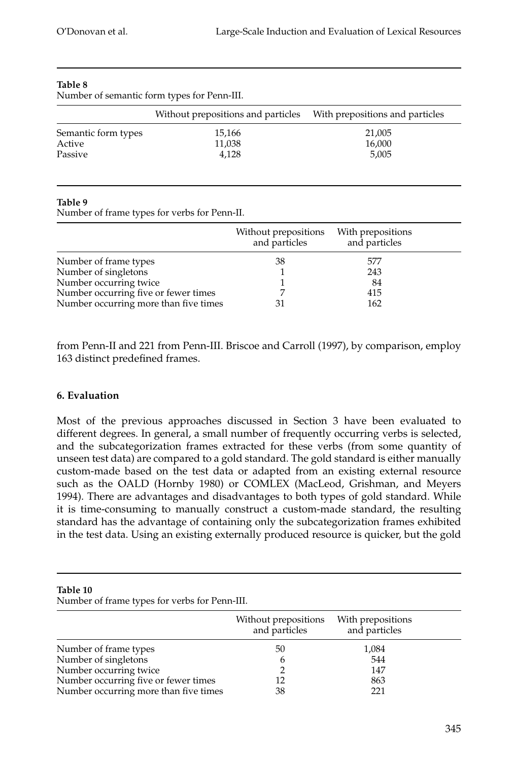**Table 8**
Number of semantic form types for Penn-III.

| | Without prepositions and particles | With prepositions and particles |
|---|---|---|
| Semantic form types | 15,166 | 21,005 |
| Active | 11,038 | 16,000 |
| Passive | 4,128 | 5,005 |

**Table 9**
Number of frame types for verbs for Penn-II.

| | Without prepositions and particles | With prepositions and particles |
|---|---|---|
| Number of frame types | 38 | 577 |
| Number of singletons | 1 | 243 |
| Number occurring twice | 1 | 84 |
| Number occurring five or fewer times | 7 | 415 |
| Number occurring more than five times | 31 | 162 |

from Penn-II and 221 from Penn-III. Briscoe and Carroll (1997), by comparison, employ 163 distinct predefined frames.

## 6. Evaluation

Most of the previous approaches discussed in Section 3 have been evaluated to different degrees. In general, a small number of frequently occurring verbs is selected, and the subcategorization frames extracted for these verbs (from some quantity of unseen test data) are compared to a gold standard. The gold standard is either manually custom-made based on the test data or adapted from an existing external resource such as the OALD (Hornby 1980) or COMLEX (MacLeod, Grishman, and Meyers 1994). There are advantages and disadvantages to both types of gold standard. While it is time-consuming to manually construct a custom-made standard, the resulting standard has the advantage of containing only the subcategorization frames exhibited in the test data. Using an existing externally produced resource is quicker, but the gold

**Table 10**
Number of frame types for verbs for Penn-III.

| | Without prepositions and particles | With prepositions and particles |
|---|---|---|
| Number of frame types | 50 | 1,084 |
| Number of singletons | 6 | 544 |
| Number occurring twice | 2 | 147 |
| Number occurring five or fewer times | 12 | 863 |
| Number occurring more than five times | 38 | 221 |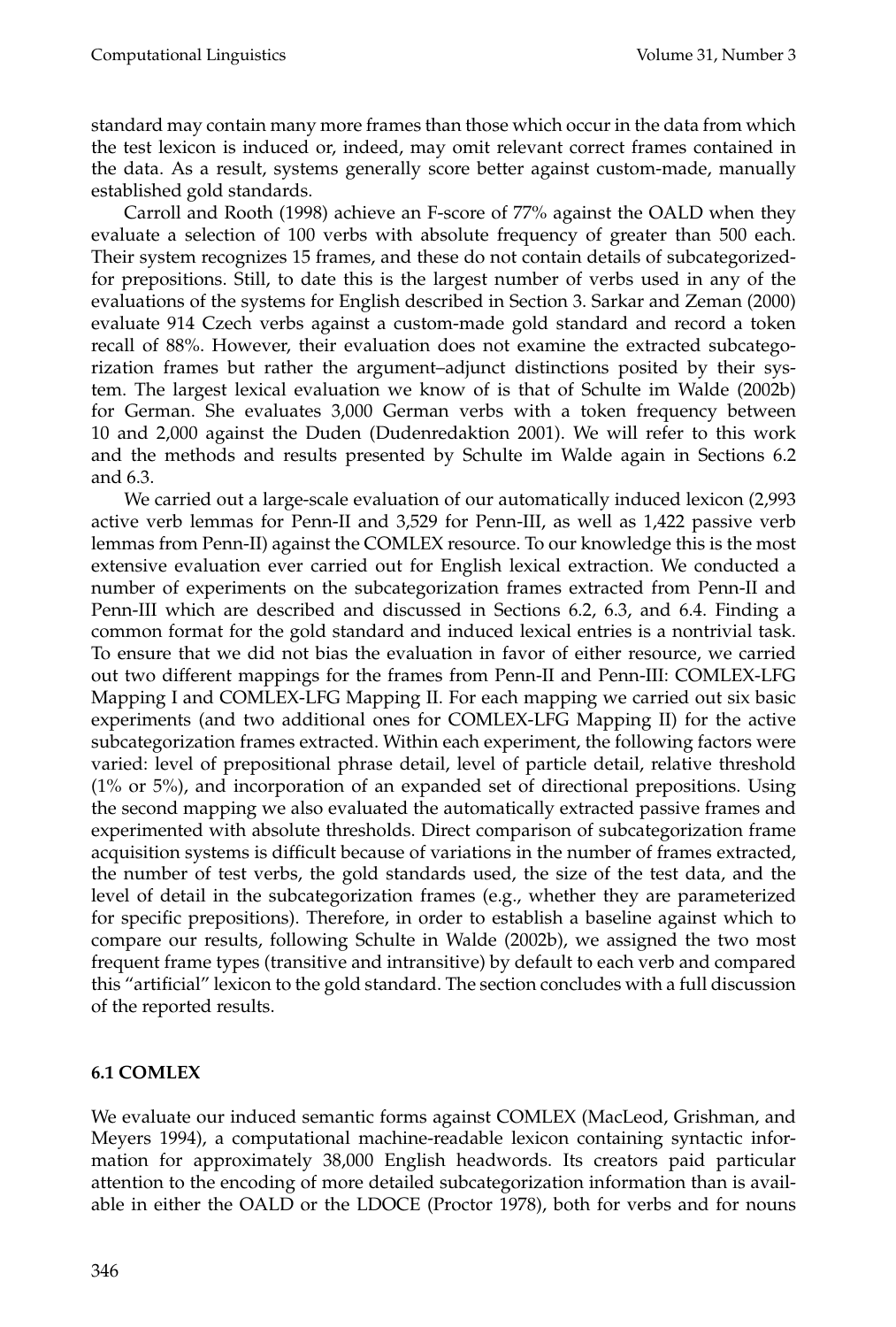standard may contain many more frames than those which occur in the data from which the test lexicon is induced or, indeed, may omit relevant correct frames contained in the data. As a result, systems generally score better against custom-made, manually established gold standards.

Carroll and Rooth (1998) achieve an F-score of 77% against the OALD when they evaluate a selection of 100 verbs with absolute frequency of greater than 500 each. Their system recognizes 15 frames, and these do not contain details of subcategorized-for prepositions. Still, to date this is the largest number of verbs used in any of the evaluations of the systems for English described in Section 3. Sarkar and Zeman (2000) evaluate 914 Czech verbs against a custom-made gold standard and record a token recall of 88%. However, their evaluation does not examine the extracted subcategorization frames but rather the argument–adjunct distinctions posited by their system. The largest lexical evaluation we know of is that of Schulte im Walde (2002b) for German. She evaluates 3,000 German verbs with a token frequency between 10 and 2,000 against the Duden (Dudenredaktion 2001). We will refer to this work and the methods and results presented by Schulte im Walde again in Sections 6.2 and 6.3.

We carried out a large-scale evaluation of our automatically induced lexicon (2,993 active verb lemmas for Penn-II and 3,529 for Penn-III, as well as 1,422 passive verb lemmas from Penn-II) against the COMLEX resource. To our knowledge this is the most extensive evaluation ever carried out for English lexical extraction. We conducted a number of experiments on the subcategorization frames extracted from Penn-II and Penn-III which are described and discussed in Sections 6.2, 6.3, and 6.4. Finding a common format for the gold standard and induced lexical entries is a nontrivial task. To ensure that we did not bias the evaluation in favor of either resource, we carried out two different mappings for the frames from Penn-II and Penn-III: COMLEX-LFG Mapping I and COMLEX-LFG Mapping II. For each mapping we carried out six basic experiments (and two additional ones for COMLEX-LFG Mapping II) for the active subcategorization frames extracted. Within each experiment, the following factors were varied: level of prepositional phrase detail, level of particle detail, relative threshold (1% or 5%), and incorporation of an expanded set of directional prepositions. Using the second mapping we also evaluated the automatically extracted passive frames and experimented with absolute thresholds. Direct comparison of subcategorization frame acquisition systems is difficult because of variations in the number of frames extracted, the number of test verbs, the gold standards used, the size of the test data, and the level of detail in the subcategorization frames (e.g., whether they are parameterized for specific prepositions). Therefore, in order to establish a baseline against which to compare our results, following Schulte in Walde (2002b), we assigned the two most frequent frame types (transitive and intransitive) by default to each verb and compared this "artificial" lexicon to the gold standard. The section concludes with a full discussion of the reported results.

### 6.1 COMLEX

We evaluate our induced semantic forms against COMLEX (MacLeod, Grishman, and Meyers 1994), a computational machine-readable lexicon containing syntactic information for approximately 38,000 English headwords. Its creators paid particular attention to the encoding of more detailed subcategorization information than is available in either the OALD or the LDOCE (Proctor 1978), both for verbs and for nouns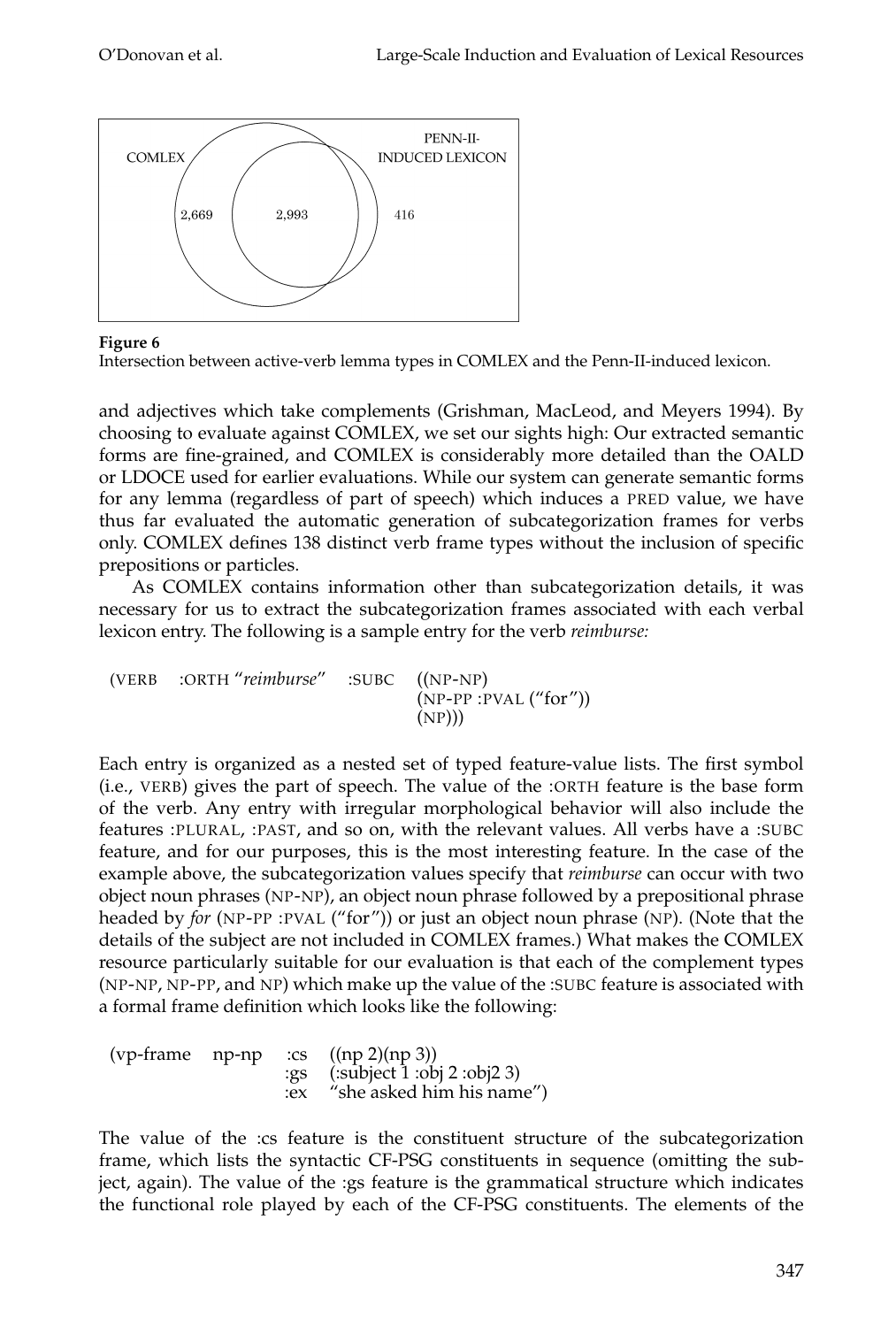COMLEX

PENN-II-
INDUCED LEXICON

2,669

2,993

416

**Figure 6**
Intersection between active-verb lemma types in COMLEX and the Penn-II-induced lexicon.

and adjectives which take complements (Grishman, MacLeod, and Meyers 1994). By choosing to evaluate against COMLEX, we set our sights high: Our extracted semantic forms are fine-grained, and COMLEX is considerably more detailed than the OALD or LDOCE used for earlier evaluations. While our system can generate semantic forms for any lemma (regardless of part of speech) which induces a PRED value, we have thus far evaluated the automatic generation of subcategorization frames for verbs only. COMLEX defines 138 distinct verb frame types without the inclusion of specific prepositions or particles.

As COMLEX contains information other than subcategorization details, it was necessary for us to extract the subcategorization frames associated with each verbal lexicon entry. The following is a sample entry for the verb *reimburse:*

```
(VERB   :ORTH "reimburse"   :SUBC   ((NP-NP)
                                     (NP-PP :PVAL ("for"))
                                     (NP)))
```

Each entry is organized as a nested set of typed feature-value lists. The first symbol (i.e., VERB) gives the part of speech. The value of the :ORTH feature is the base form of the verb. Any entry with irregular morphological behavior will also include the features :PLURAL, :PAST, and so on, with the relevant values. All verbs have a :SUBC feature, and for our purposes, this is the most interesting feature. In the case of the example above, the subcategorization values specify that *reimburse* can occur with two object noun phrases (NP-NP), an object noun phrase followed by a prepositional phrase headed by *for* (NP-PP :PVAL ("for")) or just an object noun phrase (NP). (Note that the details of the subject are not included in COMLEX frames.) What makes the COMLEX resource particularly suitable for our evaluation is that each of the complement types (NP-NP, NP-PP, and NP) which make up the value of the :SUBC feature is associated with a formal frame definition which looks like the following:

```
(vp-frame   np-np   :cs   ((np 2)(np 3))
                    :gs   (:subject 1 :obj 2 :obj2 3)
                    :ex   "she asked him his name")
```

The value of the :cs feature is the constituent structure of the subcategorization frame, which lists the syntactic CF-PSG constituents in sequence (omitting the subject, again). The value of the :gs feature is the grammatical structure which indicates the functional role played by each of the CF-PSG constituents. The elements of the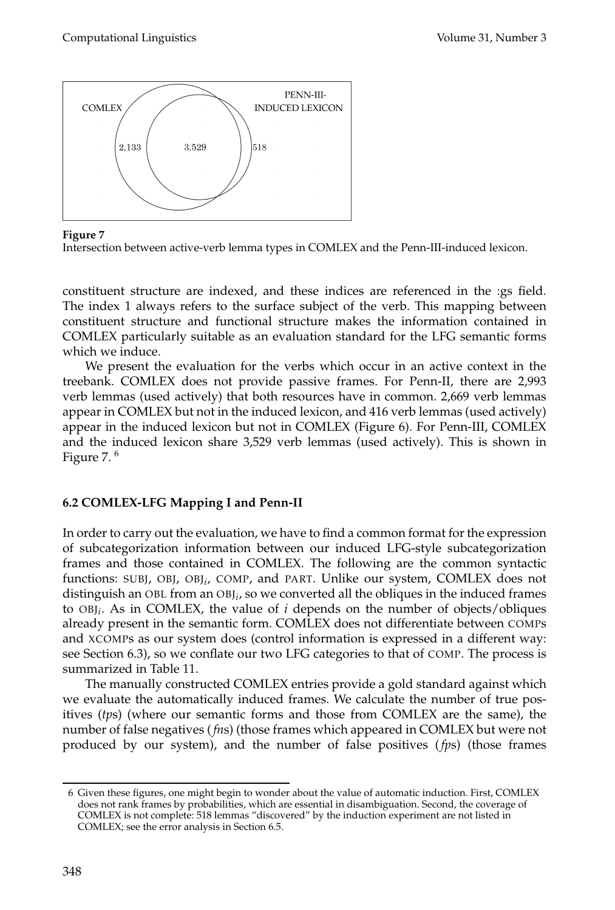COMLEX

PENN-III-
INDUCED LEXICON

2,133 3,529 518

**Figure 7**
Intersection between active-verb lemma types in COMLEX and the Penn-III-induced lexicon.

constituent structure are indexed, and these indices are referenced in the :gs field. The index 1 always refers to the surface subject of the verb. This mapping between constituent structure and functional structure makes the information contained in COMLEX particularly suitable as an evaluation standard for the LFG semantic forms which we induce.

We present the evaluation for the verbs which occur in an active context in the treebank. COMLEX does not provide passive frames. For Penn-II, there are 2,993 verb lemmas (used actively) that both resources have in common. 2,669 verb lemmas appear in COMLEX but not in the induced lexicon, and 416 verb lemmas (used actively) appear in the induced lexicon but not in COMLEX (Figure 6). For Penn-III, COMLEX and the induced lexicon share 3,529 verb lemmas (used actively). This is shown in Figure 7. [6]

### 6.2 COMLEX-LFG Mapping I and Penn-II

In order to carry out the evaluation, we have to find a common format for the expression of subcategorization information between our induced LFG-style subcategorization frames and those contained in COMLEX. The following are the common syntactic functions: SUBJ, OBJ, OBJ$_i$, COMP, and PART. Unlike our system, COMLEX does not distinguish an OBL from an OBJ$_i$, so we converted all the obliques in the induced frames to OBJ$_i$. As in COMLEX, the value of $i$ depends on the number of objects/obliques already present in the semantic form. COMLEX does not differentiate between COMPs and XCOMPs as our system does (control information is expressed in a different way: see Section 6.3), so we conflate our two LFG categories to that of COMP. The process is summarized in Table 11.

The manually constructed COMLEX entries provide a gold standard against which we evaluate the automatically induced frames. We calculate the number of true positives (*tp*s) (where our semantic forms and those from COMLEX are the same), the number of false negatives (*fn*s) (those frames which appeared in COMLEX but were not produced by our system), and the number of false positives (*fp*s) (those frames

---

6 Given these figures, one might begin to wonder about the value of automatic induction. First, COMLEX does not rank frames by probabilities, which are essential in disambiguation. Second, the coverage of COMLEX is not complete: 518 lemmas "discovered" by the induction experiment are not listed in COMLEX; see the error analysis in Section 6.5.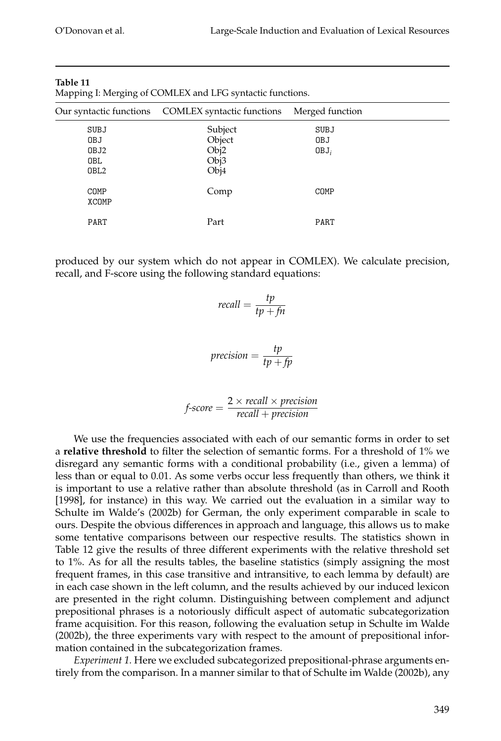**Table 11**
Mapping I: Merging of COMLEX and LFG syntactic functions.

| Our syntactic functions | COMLEX syntactic functions | Merged function |
|---|---|---|
| SUBJ | Subject | SUBJ |
| OBJ | Object | OBJ |
| OBJ2 | Obj2 | $\text{OBJ}_i$ |
| OBL | Obj3 | |
| OBL2 | Obj4 | |
| COMP | Comp | COMP |
| XCOMP | | |
| PART | Part | PART |

produced by our system which do not appear in COMLEX). We calculate precision, recall, and F-score using the following standard equations:

$$recall = \frac{tp}{tp + fn}$$

$$precision = \frac{tp}{tp + fp}$$

$$f\text{-}score = \frac{2 \times recall \times precision}{recall + precision}$$

We use the frequencies associated with each of our semantic forms in order to set a **relative threshold** to filter the selection of semantic forms. For a threshold of 1% we disregard any semantic forms with a conditional probability (i.e., given a lemma) of less than or equal to 0.01. As some verbs occur less frequently than others, we think it is important to use a relative rather than absolute threshold (as in Carroll and Rooth [1998], for instance) in this way. We carried out the evaluation in a similar way to Schulte im Walde's (2002b) for German, the only experiment comparable in scale to ours. Despite the obvious differences in approach and language, this allows us to make some tentative comparisons between our respective results. The statistics shown in Table 12 give the results of three different experiments with the relative threshold set to 1%. As for all the results tables, the baseline statistics (simply assigning the most frequent frames, in this case transitive and intransitive, to each lemma by default) are in each case shown in the left column, and the results achieved by our induced lexicon are presented in the right column. Distinguishing between complement and adjunct prepositional phrases is a notoriously difficult aspect of automatic subcategorization frame acquisition. For this reason, following the evaluation setup in Schulte im Walde (2002b), the three experiments vary with respect to the amount of prepositional information contained in the subcategorization frames.

*Experiment 1.* Here we excluded subcategorized prepositional-phrase arguments entirely from the comparison. In a manner similar to that of Schulte im Walde (2002b), any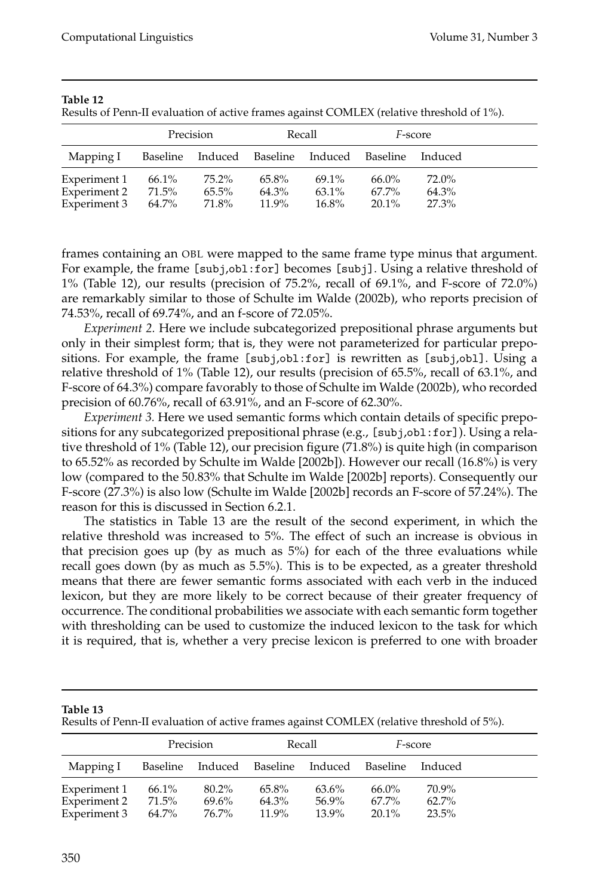**Table 12**
Results of Penn-II evaluation of active frames against COMLEX (relative threshold of 1%).

| | Precision | | Recall | | *F*-score | |
|---|---|---|---|---|---|---|
| Mapping I | Baseline | Induced | Baseline | Induced | Baseline | Induced |
| Experiment 1 | 66.1% | 75.2% | 65.8% | 69.1% | 66.0% | 72.0% |
| Experiment 2 | 71.5% | 65.5% | 64.3% | 63.1% | 67.7% | 64.3% |
| Experiment 3 | 64.7% | 71.8% | 11.9% | 16.8% | 20.1% | 27.3% |

frames containing an OBL were mapped to the same frame type minus that argument. For example, the frame [subj,obl:for] becomes [subj]. Using a relative threshold of 1% (Table 12), our results (precision of 75.2%, recall of 69.1%, and F-score of 72.0%) are remarkably similar to those of Schulte im Walde (2002b), who reports precision of 74.53%, recall of 69.74%, and an f-score of 72.05%.

*Experiment 2.* Here we include subcategorized prepositional phrase arguments but only in their simplest form; that is, they were not parameterized for particular prepositions. For example, the frame [subj,obl:for] is rewritten as [subj,obl]. Using a relative threshold of 1% (Table 12), our results (precision of 65.5%, recall of 63.1%, and F-score of 64.3%) compare favorably to those of Schulte im Walde (2002b), who recorded precision of 60.76%, recall of 63.91%, and an F-score of 62.30%.

*Experiment 3.* Here we used semantic forms which contain details of specific prepositions for any subcategorized prepositional phrase (e.g., [subj,obl:for]). Using a relative threshold of 1% (Table 12), our precision figure (71.8%) is quite high (in comparison to 65.52% as recorded by Schulte im Walde [2002b]). However our recall (16.8%) is very low (compared to the 50.83% that Schulte im Walde [2002b] reports). Consequently our F-score (27.3%) is also low (Schulte im Walde [2002b] records an F-score of 57.24%). The reason for this is discussed in Section 6.2.1.

The statistics in Table 13 are the result of the second experiment, in which the relative threshold was increased to 5%. The effect of such an increase is obvious in that precision goes up (by as much as 5%) for each of the three evaluations while recall goes down (by as much as 5.5%). This is to be expected, as a greater threshold means that there are fewer semantic forms associated with each verb in the induced lexicon, but they are more likely to be correct because of their greater frequency of occurrence. The conditional probabilities we associate with each semantic form together with thresholding can be used to customize the induced lexicon to the task for which it is required, that is, whether a very precise lexicon is preferred to one with broader

**Table 13**
Results of Penn-II evaluation of active frames against COMLEX (relative threshold of 5%).

| | Precision | | Recall | | *F*-score | |
|---|---|---|---|---|---|---|
| Mapping I | Baseline | Induced | Baseline | Induced | Baseline | Induced |
| Experiment 1 | 66.1% | 80.2% | 65.8% | 63.6% | 66.0% | 70.9% |
| Experiment 2 | 71.5% | 69.6% | 64.3% | 56.9% | 67.7% | 62.7% |
| Experiment 3 | 64.7% | 76.7% | 11.9% | 13.9% | 20.1% | 23.5% |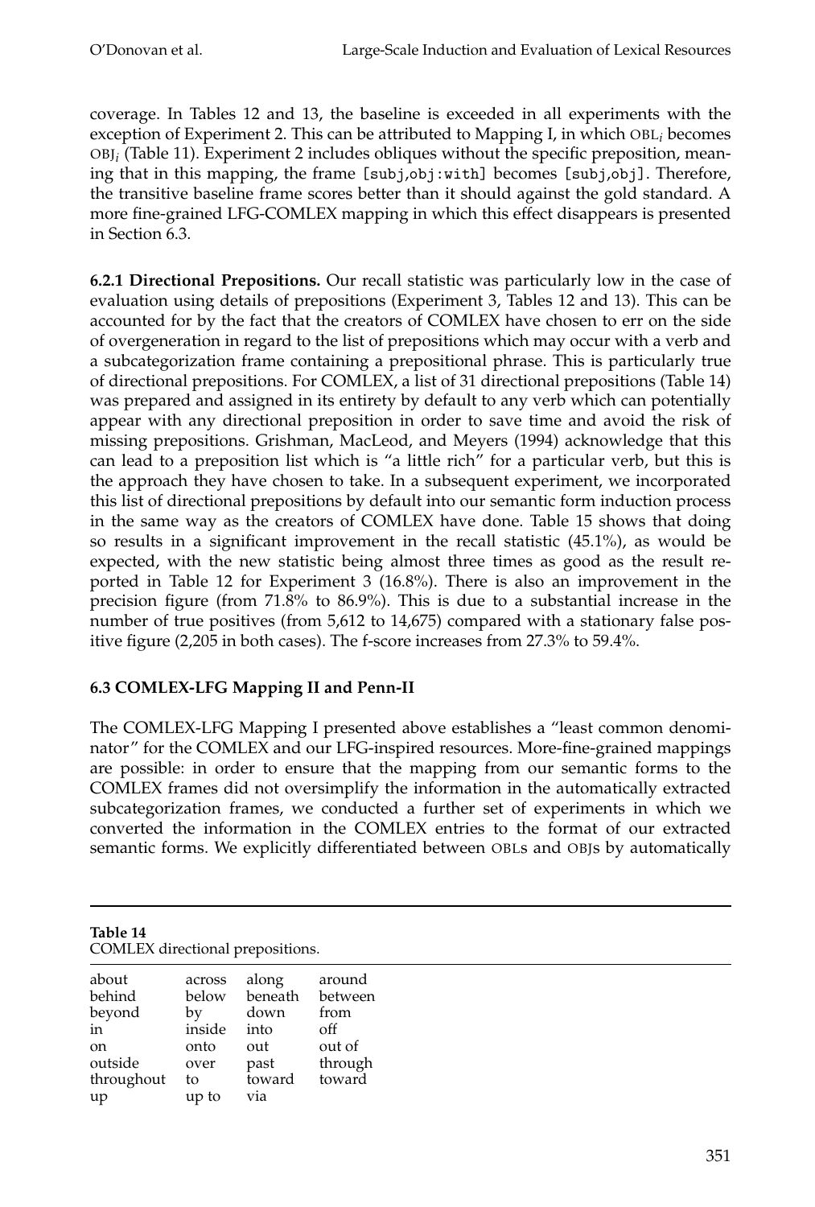coverage. In Tables 12 and 13, the baseline is exceeded in all experiments with the exception of Experiment 2. This can be attributed to Mapping I, in which $\text{OBL}_i$ becomes $\text{OBJ}_i$ (Table 11). Experiment 2 includes obliques without the specific preposition, meaning that in this mapping, the frame [subj,obj:with] becomes [subj,obj]. Therefore, the transitive baseline frame scores better than it should against the gold standard. A more fine-grained LFG-COMLEX mapping in which this effect disappears is presented in Section 6.3.

**6.2.1 Directional Prepositions.** Our recall statistic was particularly low in the case of evaluation using details of prepositions (Experiment 3, Tables 12 and 13). This can be accounted for by the fact that the creators of COMLEX have chosen to err on the side of overgeneration in regard to the list of prepositions which may occur with a verb and a subcategorization frame containing a prepositional phrase. This is particularly true of directional prepositions. For COMLEX, a list of 31 directional prepositions (Table 14) was prepared and assigned in its entirety by default to any verb which can potentially appear with any directional preposition in order to save time and avoid the risk of missing prepositions. Grishman, MacLeod, and Meyers (1994) acknowledge that this can lead to a preposition list which is "a little rich" for a particular verb, but this is the approach they have chosen to take. In a subsequent experiment, we incorporated this list of directional prepositions by default into our semantic form induction process in the same way as the creators of COMLEX have done. Table 15 shows that doing so results in a significant improvement in the recall statistic (45.1%), as would be expected, with the new statistic being almost three times as good as the result reported in Table 12 for Experiment 3 (16.8%). There is also an improvement in the precision figure (from 71.8% to 86.9%). This is due to a substantial increase in the number of true positives (from 5,612 to 14,675) compared with a stationary false positive figure (2,205 in both cases). The f-score increases from 27.3% to 59.4%.

### 6.3 COMLEX-LFG Mapping II and Penn-II

The COMLEX-LFG Mapping I presented above establishes a "least common denominator" for the COMLEX and our LFG-inspired resources. More-fine-grained mappings are possible: in order to ensure that the mapping from our semantic forms to the COMLEX frames did not oversimplify the information in the automatically extracted subcategorization frames, we conducted a further set of experiments in which we converted the information in the COMLEX entries to the format of our extracted semantic forms. We explicitly differentiated between OBLs and OBJs by automatically

**Table 14**
COMLEX directional prepositions.

| | | | |
|---|---|---|---|
| about | across | along | around |
| behind | below | beneath | between |
| beyond | by | down | from |
| in | inside | into | off |
| on | onto | out | out of |
| outside | over | past | through |
| throughout | to | toward | toward |
| up | up to | via | |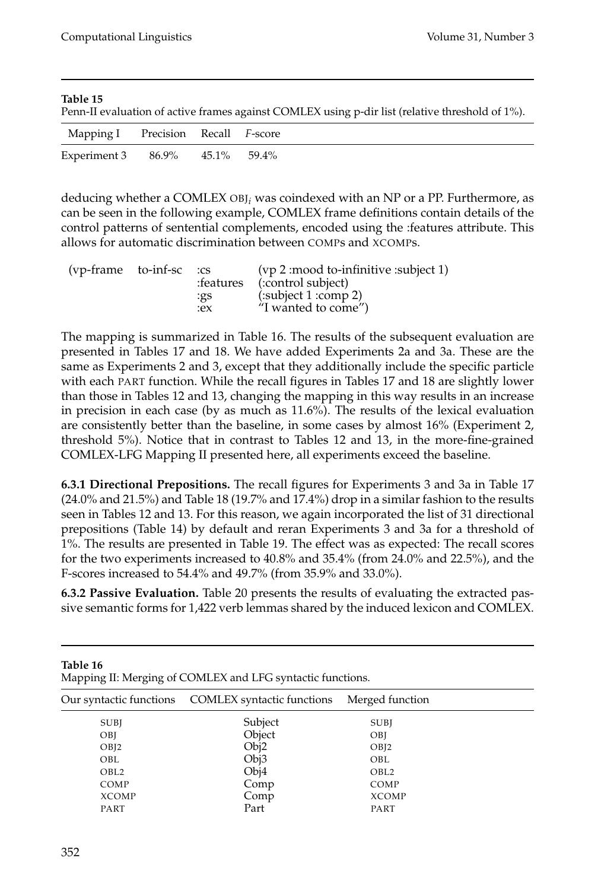**Table 15**
Penn-II evaluation of active frames against COMLEX using p-dir list (relative threshold of 1%).

| Mapping I | Precision | Recall | *F*-score |
|---|---|---|---|
| Experiment 3 | 86.9% | 45.1% | 59.4% |

deducing whether a COMLEX $\text{OBJ}_i$ was coindexed with an NP or a PP. Furthermore, as can be seen in the following example, COMLEX frame definitions contain details of the control patterns of sentential complements, encoded using the :features attribute. This allows for automatic discrimination between COMPs and XCOMPs.

```
(vp-frame   to-inf-sc   :cs         (vp 2 :mood to-infinitive :subject 1)
                        :features   (:control subject)
                        :gs         (:subject 1 :comp 2)
                        :ex         "I wanted to come")
```

The mapping is summarized in Table 16. The results of the subsequent evaluation are presented in Tables 17 and 18. We have added Experiments 2a and 3a. These are the same as Experiments 2 and 3, except that they additionally include the specific particle with each PART function. While the recall figures in Tables 17 and 18 are slightly lower than those in Tables 12 and 13, changing the mapping in this way results in an increase in precision in each case (by as much as 11.6%). The results of the lexical evaluation are consistently better than the baseline, in some cases by almost 16% (Experiment 2, threshold 5%). Notice that in contrast to Tables 12 and 13, in the more-fine-grained COMLEX-LFG Mapping II presented here, all experiments exceed the baseline.

**6.3.1 Directional Prepositions.** The recall figures for Experiments 3 and 3a in Table 17 (24.0% and 21.5%) and Table 18 (19.7% and 17.4%) drop in a similar fashion to the results seen in Tables 12 and 13. For this reason, we again incorporated the list of 31 directional prepositions (Table 14) by default and reran Experiments 3 and 3a for a threshold of 1%. The results are presented in Table 19. The effect was as expected: The recall scores for the two experiments increased to 40.8% and 35.4% (from 24.0% and 22.5%), and the F-scores increased to 54.4% and 49.7% (from 35.9% and 33.0%).

**6.3.2 Passive Evaluation.** Table 20 presents the results of evaluating the extracted passive semantic forms for 1,422 verb lemmas shared by the induced lexicon and COMLEX.

**Table 16**
Mapping II: Merging of COMLEX and LFG syntactic functions.

| Our syntactic functions | COMLEX syntactic functions | Merged function |
|---|---|---|
| SUBJ | Subject | SUBJ |
| OBJ | Object | OBJ |
| OBJ2 | Obj2 | OBJ2 |
| OBL | Obj3 | OBL |
| OBL2 | Obj4 | OBL2 |
| COMP | Comp | COMP |
| XCOMP | Comp | XCOMP |
| PART | Part | PART |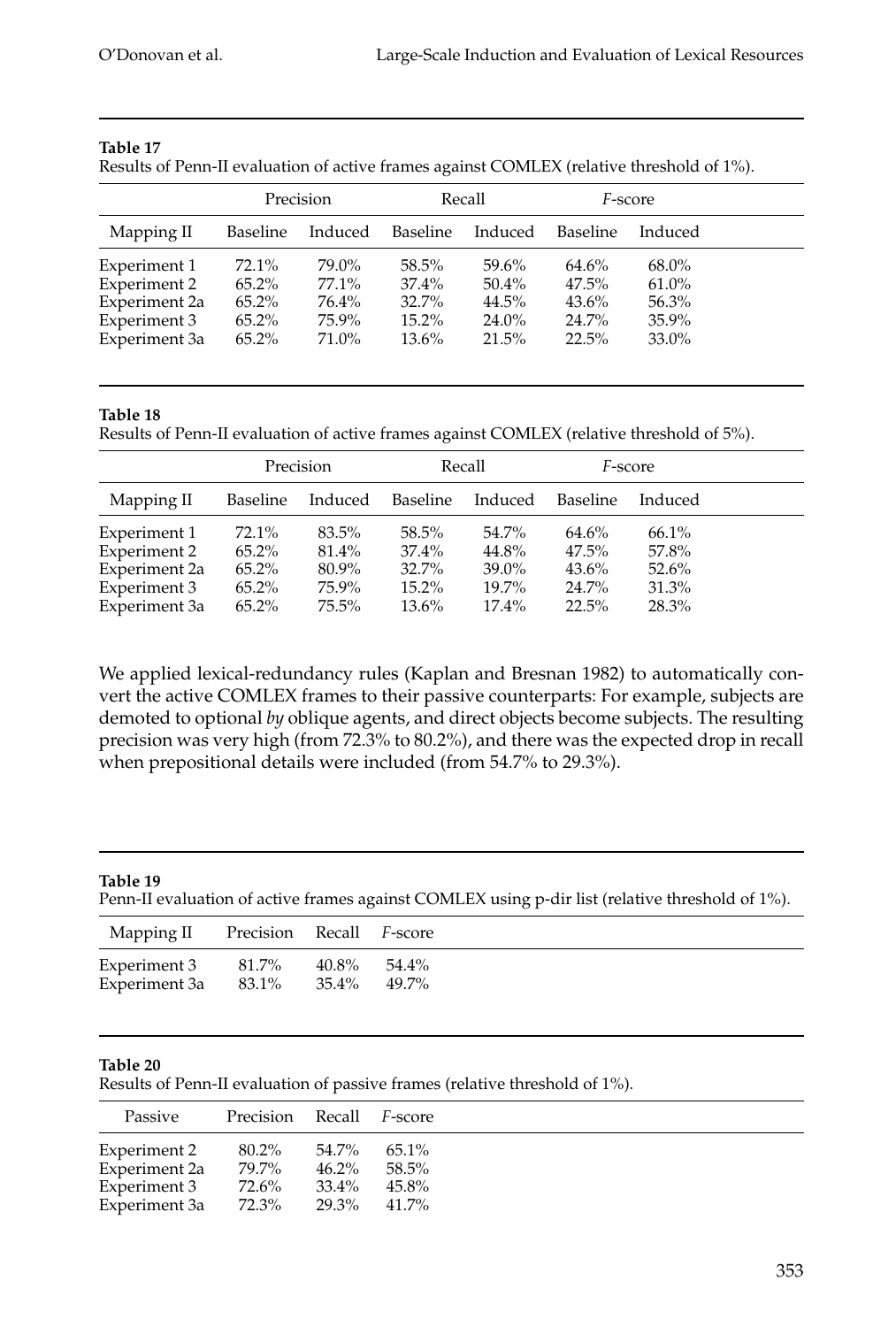**Table 17**
Results of Penn-II evaluation of active frames against COMLEX (relative threshold of 1%).

| | Precision | | Recall | | *F*-score | |
|---|---|---|---|---|---|---|
| Mapping II | Baseline | Induced | Baseline | Induced | Baseline | Induced |
| Experiment 1 | 72.1% | 79.0% | 58.5% | 59.6% | 64.6% | 68.0% |
| Experiment 2 | 65.2% | 77.1% | 37.4% | 50.4% | 47.5% | 61.0% |
| Experiment 2a | 65.2% | 76.4% | 32.7% | 44.5% | 43.6% | 56.3% |
| Experiment 3 | 65.2% | 75.9% | 15.2% | 24.0% | 24.7% | 35.9% |
| Experiment 3a | 65.2% | 71.0% | 13.6% | 21.5% | 22.5% | 33.0% |

**Table 18**
Results of Penn-II evaluation of active frames against COMLEX (relative threshold of 5%).

| | Precision | | Recall | | *F*-score | |
|---|---|---|---|---|---|---|
| Mapping II | Baseline | Induced | Baseline | Induced | Baseline | Induced |
| Experiment 1 | 72.1% | 83.5% | 58.5% | 54.7% | 64.6% | 66.1% |
| Experiment 2 | 65.2% | 81.4% | 37.4% | 44.8% | 47.5% | 57.8% |
| Experiment 2a | 65.2% | 80.9% | 32.7% | 39.0% | 43.6% | 52.6% |
| Experiment 3 | 65.2% | 75.9% | 15.2% | 19.7% | 24.7% | 31.3% |
| Experiment 3a | 65.2% | 75.5% | 13.6% | 17.4% | 22.5% | 28.3% |

We applied lexical-redundancy rules (Kaplan and Bresnan 1982) to automatically convert the active COMLEX frames to their passive counterparts: For example, subjects are demoted to optional *by* oblique agents, and direct objects become subjects. The resulting precision was very high (from 72.3% to 80.2%), and there was the expected drop in recall when prepositional details were included (from 54.7% to 29.3%).

**Table 19**
Penn-II evaluation of active frames against COMLEX using p-dir list (relative threshold of 1%).

| Mapping II | Precision | Recall | *F*-score |
|---|---|---|---|
| Experiment 3 | 81.7% | 40.8% | 54.4% |
| Experiment 3a | 83.1% | 35.4% | 49.7% |

**Table 20**
Results of Penn-II evaluation of passive frames (relative threshold of 1%).

| Passive | Precision | Recall | *F*-score |
|---|---|---|---|
| Experiment 2 | 80.2% | 54.7% | 65.1% |
| Experiment 2a | 79.7% | 46.2% | 58.5% |
| Experiment 3 | 72.6% | 33.4% | 45.8% |
| Experiment 3a | 72.3% | 29.3% | 41.7% |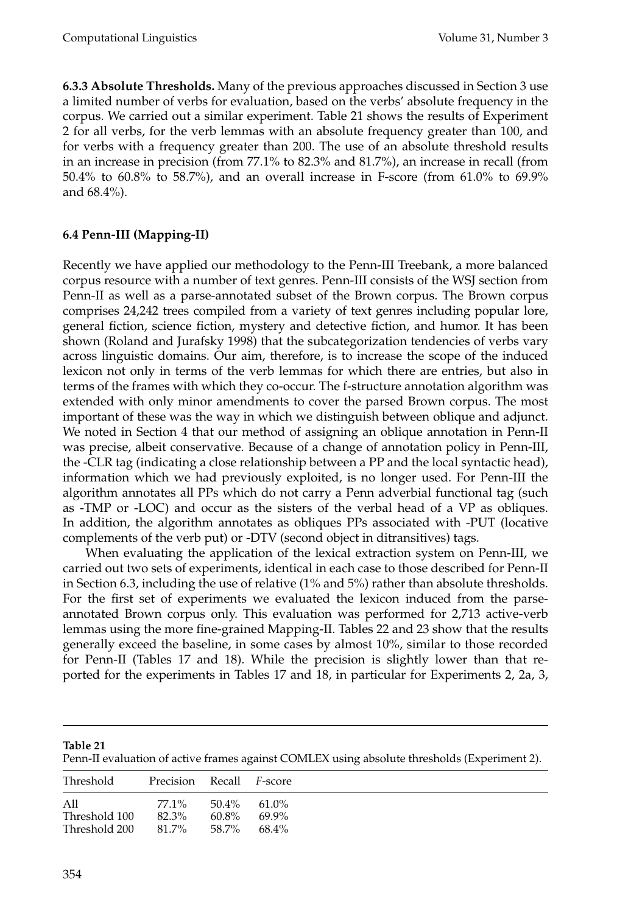**6.3.3 Absolute Thresholds.** Many of the previous approaches discussed in Section 3 use a limited number of verbs for evaluation, based on the verbs' absolute frequency in the corpus. We carried out a similar experiment. Table 21 shows the results of Experiment 2 for all verbs, for the verb lemmas with an absolute frequency greater than 100, and for verbs with a frequency greater than 200. The use of an absolute threshold results in an increase in precision (from 77.1% to 82.3% and 81.7%), an increase in recall (from 50.4% to 60.8% to 58.7%), and an overall increase in F-score (from 61.0% to 69.9% and 68.4%).

### 6.4 Penn-III (Mapping-II)

Recently we have applied our methodology to the Penn-III Treebank, a more balanced corpus resource with a number of text genres. Penn-III consists of the WSJ section from Penn-II as well as a parse-annotated subset of the Brown corpus. The Brown corpus comprises 24,242 trees compiled from a variety of text genres including popular lore, general fiction, science fiction, mystery and detective fiction, and humor. It has been shown (Roland and Jurafsky 1998) that the subcategorization tendencies of verbs vary across linguistic domains. Our aim, therefore, is to increase the scope of the induced lexicon not only in terms of the verb lemmas for which there are entries, but also in terms of the frames with which they co-occur. The f-structure annotation algorithm was extended with only minor amendments to cover the parsed Brown corpus. The most important of these was the way in which we distinguish between oblique and adjunct. We noted in Section 4 that our method of assigning an oblique annotation in Penn-II was precise, albeit conservative. Because of a change of annotation policy in Penn-III, the -CLR tag (indicating a close relationship between a PP and the local syntactic head), information which we had previously exploited, is no longer used. For Penn-III the algorithm annotates all PPs which do not carry a Penn adverbial functional tag (such as -TMP or -LOC) and occur as the sisters of the verbal head of a VP as obliques. In addition, the algorithm annotates as obliques PPs associated with -PUT (locative complements of the verb put) or -DTV (second object in ditransitives) tags.

When evaluating the application of the lexical extraction system on Penn-III, we carried out two sets of experiments, identical in each case to those described for Penn-II in Section 6.3, including the use of relative (1% and 5%) rather than absolute thresholds. For the first set of experiments we evaluated the lexicon induced from the parse-annotated Brown corpus only. This evaluation was performed for 2,713 active-verb lemmas using the more fine-grained Mapping-II. Tables 22 and 23 show that the results generally exceed the baseline, in some cases by almost 10%, similar to those recorded for Penn-II (Tables 17 and 18). While the precision is slightly lower than that reported for the experiments in Tables 17 and 18, in particular for Experiments 2, 2a, 3,

**Table 21**
Penn-II evaluation of active frames against COMLEX using absolute thresholds (Experiment 2).

| Threshold | Precision | Recall | *F*-score |
|---|---|---|---|
| All | 77.1% | 50.4% | 61.0% |
| Threshold 100 | 82.3% | 60.8% | 69.9% |
| Threshold 200 | 81.7% | 58.7% | 68.4% |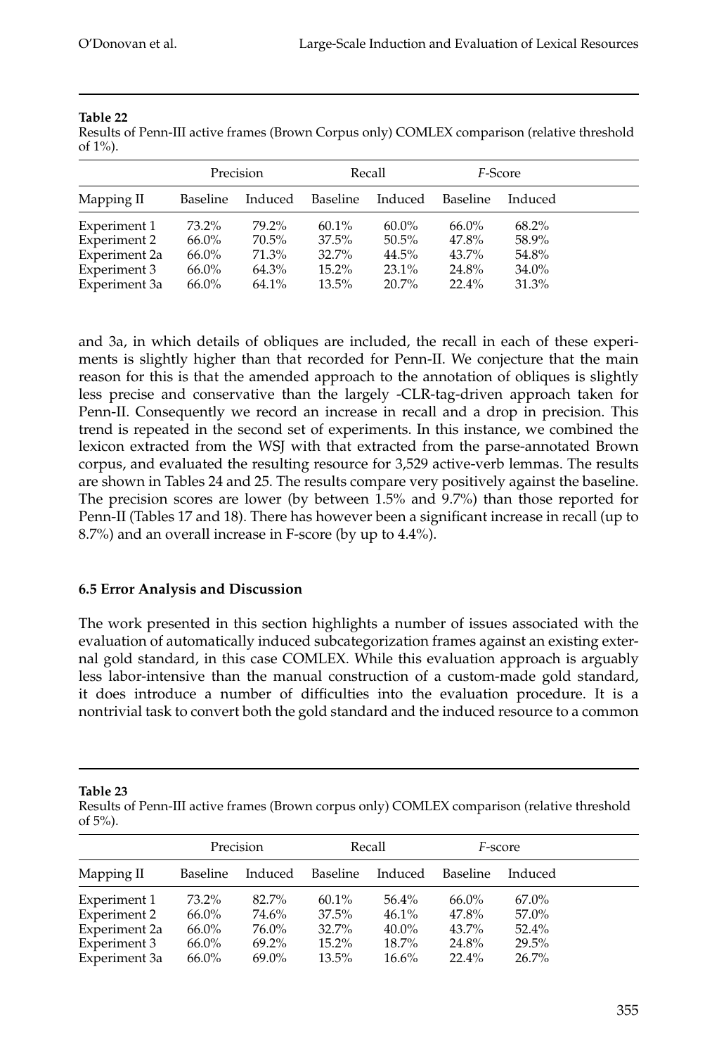**Table 22**
Results of Penn-III active frames (Brown Corpus only) COMLEX comparison (relative threshold of 1%).

| | Precision | | Recall | | *F*-Score | |
|---|---|---|---|---|---|---|
| Mapping II | Baseline | Induced | Baseline | Induced | Baseline | Induced |
| Experiment 1 | 73.2% | 79.2% | 60.1% | 60.0% | 66.0% | 68.2% |
| Experiment 2 | 66.0% | 70.5% | 37.5% | 50.5% | 47.8% | 58.9% |
| Experiment 2a | 66.0% | 71.3% | 32.7% | 44.5% | 43.7% | 54.8% |
| Experiment 3 | 66.0% | 64.3% | 15.2% | 23.1% | 24.8% | 34.0% |
| Experiment 3a | 66.0% | 64.1% | 13.5% | 20.7% | 22.4% | 31.3% |

and 3a, in which details of obliques are included, the recall in each of these experiments is slightly higher than that recorded for Penn-II. We conjecture that the main reason for this is that the amended approach to the annotation of obliques is slightly less precise and conservative than the largely -CLR-tag-driven approach taken for Penn-II. Consequently we record an increase in recall and a drop in precision. This trend is repeated in the second set of experiments. In this instance, we combined the lexicon extracted from the WSJ with that extracted from the parse-annotated Brown corpus, and evaluated the resulting resource for 3,529 active-verb lemmas. The results are shown in Tables 24 and 25. The results compare very positively against the baseline. The precision scores are lower (by between 1.5% and 9.7%) than those reported for Penn-II (Tables 17 and 18). There has however been a significant increase in recall (up to 8.7%) and an overall increase in F-score (by up to 4.4%).

### 6.5 Error Analysis and Discussion

The work presented in this section highlights a number of issues associated with the evaluation of automatically induced subcategorization frames against an existing external gold standard, in this case COMLEX. While this evaluation approach is arguably less labor-intensive than the manual construction of a custom-made gold standard, it does introduce a number of difficulties into the evaluation procedure. It is a nontrivial task to convert both the gold standard and the induced resource to a common

**Table 23**
Results of Penn-III active frames (Brown corpus only) COMLEX comparison (relative threshold of 5%).

| | Precision | | Recall | | *F*-score | |
|---|---|---|---|---|---|---|
| Mapping II | Baseline | Induced | Baseline | Induced | Baseline | Induced |
| Experiment 1 | 73.2% | 82.7% | 60.1% | 56.4% | 66.0% | 67.0% |
| Experiment 2 | 66.0% | 74.6% | 37.5% | 46.1% | 47.8% | 57.0% |
| Experiment 2a | 66.0% | 76.0% | 32.7% | 40.0% | 43.7% | 52.4% |
| Experiment 3 | 66.0% | 69.2% | 15.2% | 18.7% | 24.8% | 29.5% |
| Experiment 3a | 66.0% | 69.0% | 13.5% | 16.6% | 22.4% | 26.7% |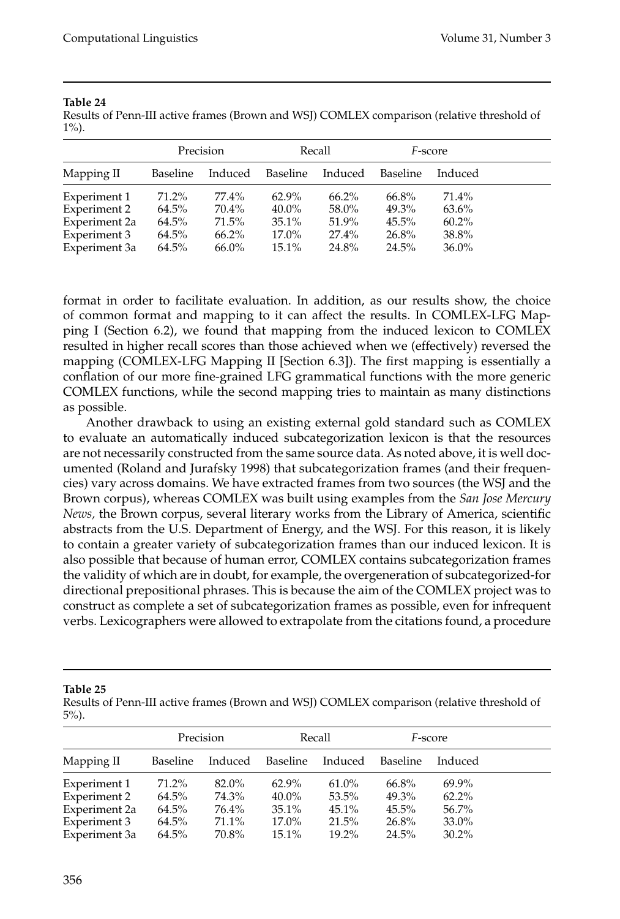**Table 24**
Results of Penn-III active frames (Brown and WSJ) COMLEX comparison (relative threshold of 1%).

| | Precision | | Recall | | *F*-score | |
|---|---|---|---|---|---|---|
| Mapping II | Baseline | Induced | Baseline | Induced | Baseline | Induced |
| Experiment 1 | 71.2% | 77.4% | 62.9% | 66.2% | 66.8% | 71.4% |
| Experiment 2 | 64.5% | 70.4% | 40.0% | 58.0% | 49.3% | 63.6% |
| Experiment 2a | 64.5% | 71.5% | 35.1% | 51.9% | 45.5% | 60.2% |
| Experiment 3 | 64.5% | 66.2% | 17.0% | 27.4% | 26.8% | 38.8% |
| Experiment 3a | 64.5% | 66.0% | 15.1% | 24.8% | 24.5% | 36.0% |

format in order to facilitate evaluation. In addition, as our results show, the choice of common format and mapping to it can affect the results. In COMLEX-LFG Mapping I (Section 6.2), we found that mapping from the induced lexicon to COMLEX resulted in higher recall scores than those achieved when we (effectively) reversed the mapping (COMLEX-LFG Mapping II [Section 6.3]). The first mapping is essentially a conflation of our more fine-grained LFG grammatical functions with the more generic COMLEX functions, while the second mapping tries to maintain as many distinctions as possible.

Another drawback to using an existing external gold standard such as COMLEX to evaluate an automatically induced subcategorization lexicon is that the resources are not necessarily constructed from the same source data. As noted above, it is well documented (Roland and Jurafsky 1998) that subcategorization frames (and their frequencies) vary across domains. We have extracted frames from two sources (the WSJ and the Brown corpus), whereas COMLEX was built using examples from the *San Jose Mercury News,* the Brown corpus, several literary works from the Library of America, scientific abstracts from the U.S. Department of Energy, and the WSJ. For this reason, it is likely to contain a greater variety of subcategorization frames than our induced lexicon. It is also possible that because of human error, COMLEX contains subcategorization frames the validity of which are in doubt, for example, the overgeneration of subcategorized-for directional prepositional phrases. This is because the aim of the COMLEX project was to construct as complete a set of subcategorization frames as possible, even for infrequent verbs. Lexicographers were allowed to extrapolate from the citations found, a procedure

**Table 25**
Results of Penn-III active frames (Brown and WSJ) COMLEX comparison (relative threshold of 5%).

| | Precision | | Recall | | *F*-score | |
|---|---|---|---|---|---|---|
| Mapping II | Baseline | Induced | Baseline | Induced | Baseline | Induced |
| Experiment 1 | 71.2% | 82.0% | 62.9% | 61.0% | 66.8% | 69.9% |
| Experiment 2 | 64.5% | 74.3% | 40.0% | 53.5% | 49.3% | 62.2% |
| Experiment 2a | 64.5% | 76.4% | 35.1% | 45.1% | 45.5% | 56.7% |
| Experiment 3 | 64.5% | 71.1% | 17.0% | 21.5% | 26.8% | 33.0% |
| Experiment 3a | 64.5% | 70.8% | 15.1% | 19.2% | 24.5% | 30.2% |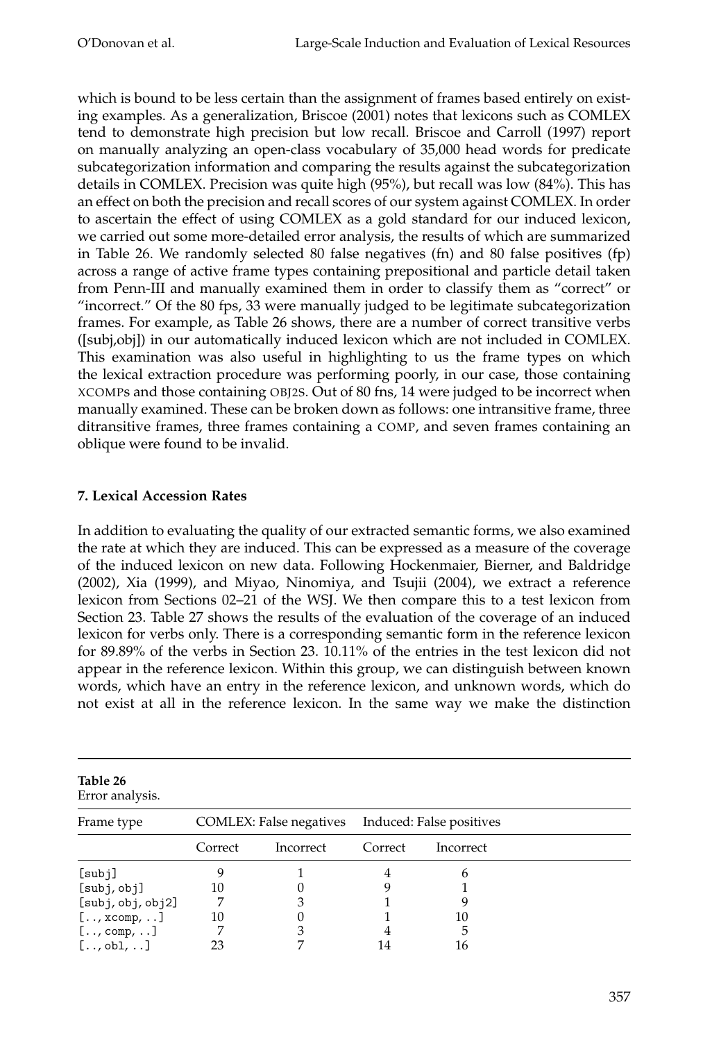which is bound to be less certain than the assignment of frames based entirely on existing examples. As a generalization, Briscoe (2001) notes that lexicons such as COMLEX tend to demonstrate high precision but low recall. Briscoe and Carroll (1997) report on manually analyzing an open-class vocabulary of 35,000 head words for predicate subcategorization information and comparing the results against the subcategorization details in COMLEX. Precision was quite high (95%), but recall was low (84%). This has an effect on both the precision and recall scores of our system against COMLEX. In order to ascertain the effect of using COMLEX as a gold standard for our induced lexicon, we carried out some more-detailed error analysis, the results of which are summarized in Table 26. We randomly selected 80 false negatives (fn) and 80 false positives (fp) across a range of active frame types containing prepositional and particle detail taken from Penn-III and manually examined them in order to classify them as "correct" or "incorrect." Of the 80 fps, 33 were manually judged to be legitimate subcategorization frames. For example, as Table 26 shows, there are a number of correct transitive verbs ([subj,obj]) in our automatically induced lexicon which are not included in COMLEX. This examination was also useful in highlighting to us the frame types on which the lexical extraction procedure was performing poorly, in our case, those containing XCOMPs and those containing OBJ2S. Out of 80 fns, 14 were judged to be incorrect when manually examined. These can be broken down as follows: one intransitive frame, three ditransitive frames, three frames containing a COMP, and seven frames containing an oblique were found to be invalid.

## 7. Lexical Accession Rates

In addition to evaluating the quality of our extracted semantic forms, we also examined the rate at which they are induced. This can be expressed as a measure of the coverage of the induced lexicon on new data. Following Hockenmaier, Bierner, and Baldridge (2002), Xia (1999), and Miyao, Ninomiya, and Tsujii (2004), we extract a reference lexicon from Sections 02–21 of the WSJ. We then compare this to a test lexicon from Section 23. Table 27 shows the results of the evaluation of the coverage of an induced lexicon for verbs only. There is a corresponding semantic form in the reference lexicon for 89.89% of the verbs in Section 23. 10.11% of the entries in the test lexicon did not appear in the reference lexicon. Within this group, we can distinguish between known words, which have an entry in the reference lexicon, and unknown words, which do not exist at all in the reference lexicon. In the same way we make the distinction

**Table 26**
Error analysis.

| Frame type | COMLEX: False negatives | | Induced: False positives | |
|---|---|---|---|---|
| | Correct | Incorrect | Correct | Incorrect |
| [subj] | 9 | 1 | 4 | 6 |
| [subj, obj] | 10 | 0 | 9 | 1 |
| [subj, obj, obj2] | 7 | 3 | 1 | 9 |
| [.., xcomp, ..] | 10 | 0 | 1 | 10 |
| [.., comp, ..] | 7 | 3 | 4 | 5 |
| [.., obl, ..] | 23 | 7 | 14 | 16 |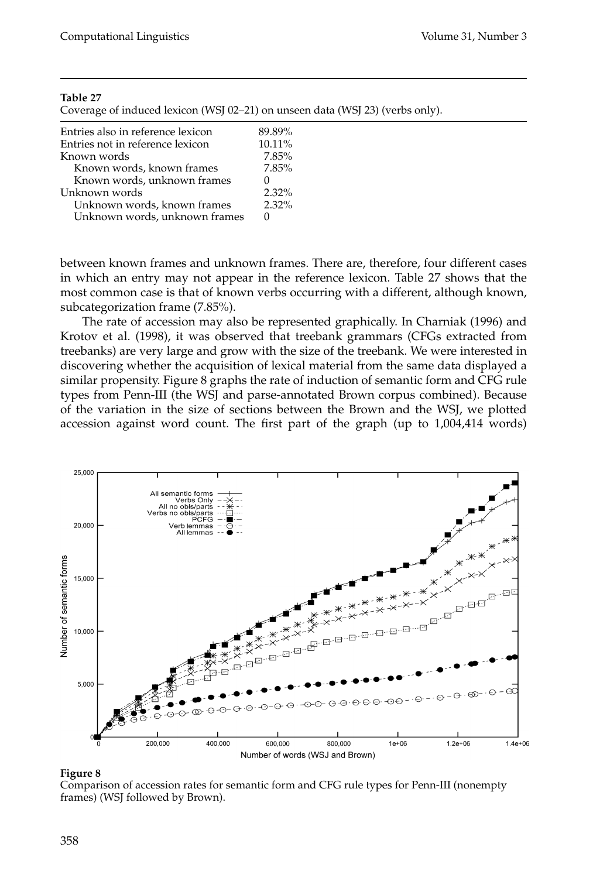**Table 27**
Coverage of induced lexicon (WSJ 02–21) on unseen data (WSJ 23) (verbs only).

| | |
|---|---|
| Entries also in reference lexicon | 89.89% |
| Entries not in reference lexicon | 10.11% |
| Known words | 7.85% |
|   Known words, known frames | 7.85% |
|   Known words, unknown frames | 0 |
| Unknown words | 2.32% |
|   Unknown words, known frames | 2.32% |
|   Unknown words, unknown frames | 0 |

between known frames and unknown frames. There are, therefore, four different cases in which an entry may not appear in the reference lexicon. Table 27 shows that the most common case is that of known verbs occurring with a different, although known, subcategorization frame (7.85%).

The rate of accession may also be represented graphically. In Charniak (1996) and Krotov et al. (1998), it was observed that treebank grammars (CFGs extracted from treebanks) are very large and grow with the size of the treebank. We were interested in discovering whether the acquisition of lexical material from the same data displayed a similar propensity. Figure 8 graphs the rate of induction of semantic form and CFG rule types from Penn-III (the WSJ and parse-annotated Brown corpus combined). Because of the variation in the size of sections between the Brown and the WSJ, we plotted accession against word count. The first part of the graph (up to 1,004,414 words)

**Figure 8**
Comparison of accession rates for semantic form and CFG rule types for Penn-III (nonempty frames) (WSJ followed by Brown).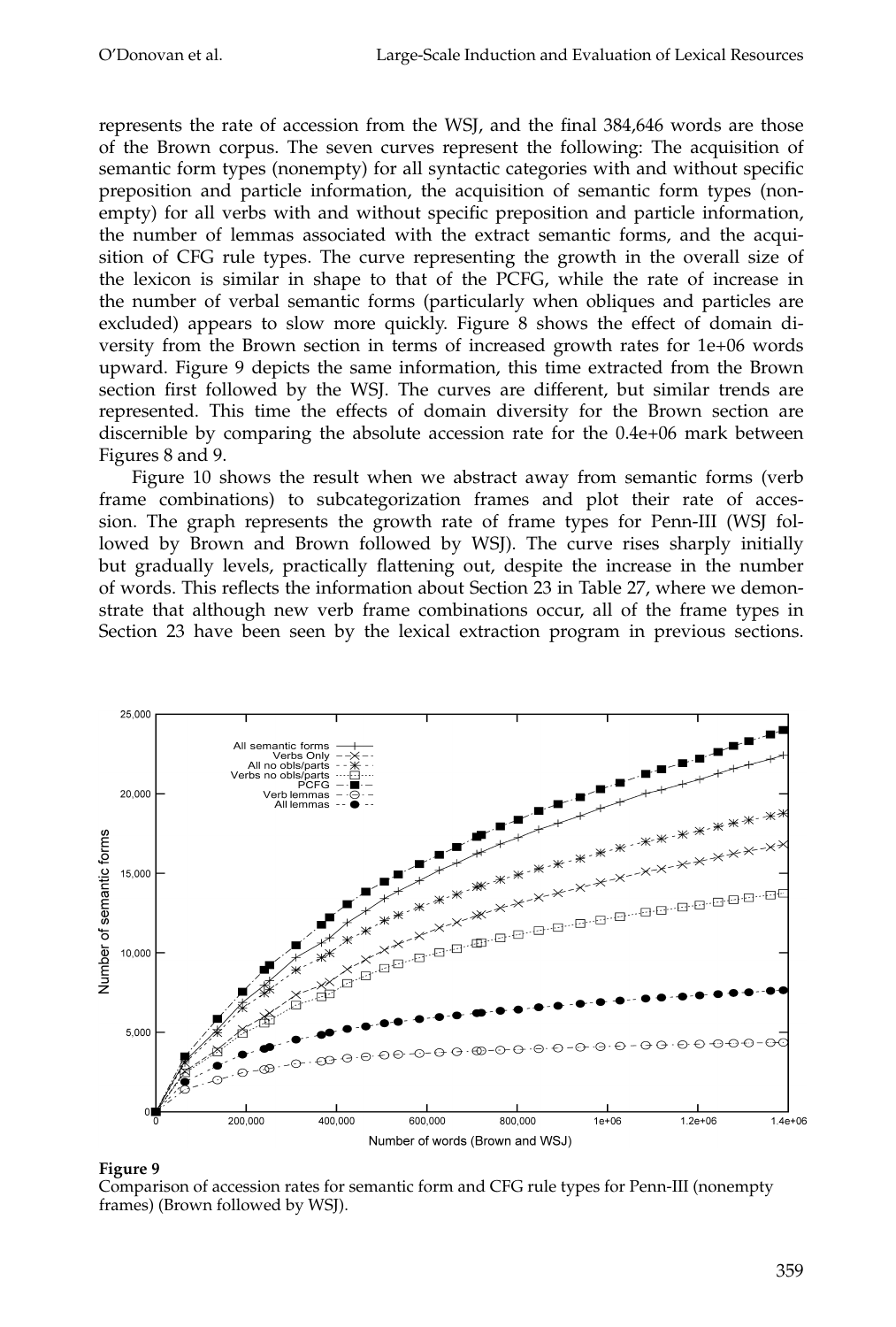represents the rate of accession from the WSJ, and the final 384,646 words are those of the Brown corpus. The seven curves represent the following: The acquisition of semantic form types (nonempty) for all syntactic categories with and without specific preposition and particle information, the acquisition of semantic form types (nonempty) for all verbs with and without specific preposition and particle information, the number of lemmas associated with the extract semantic forms, and the acquisition of CFG rule types. The curve representing the growth in the overall size of the lexicon is similar in shape to that of the PCFG, while the rate of increase in the number of verbal semantic forms (particularly when obliques and particles are excluded) appears to slow more quickly. Figure 8 shows the effect of domain diversity from the Brown section in terms of increased growth rates for 1e+06 words upward. Figure 9 depicts the same information, this time extracted from the Brown section first followed by the WSJ. The curves are different, but similar trends are represented. This time the effects of domain diversity for the Brown section are discernible by comparing the absolute accession rate for the 0.4e+06 mark between Figures 8 and 9.

Figure 10 shows the result when we abstract away from semantic forms (verb frame combinations) to subcategorization frames and plot their rate of accession. The graph represents the growth rate of frame types for Penn-III (WSJ followed by Brown and Brown followed by WSJ). The curve rises sharply initially but gradually levels, practically flattening out, despite the increase in the number of words. This reflects the information about Section 23 in Table 27, where we demonstrate that although new verb frame combinations occur, all of the frame types in Section 23 have been seen by the lexical extraction program in previous sections.

**Figure 9**
Comparison of accession rates for semantic form and CFG rule types for Penn-III (nonempty frames) (Brown followed by WSJ).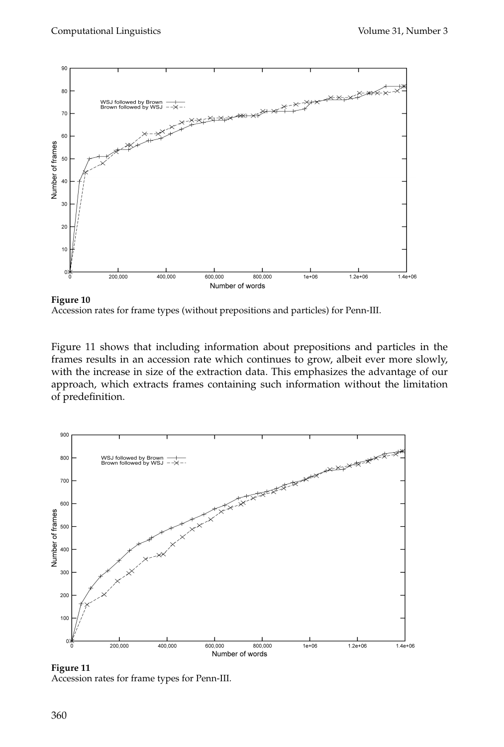**Figure 10**
Accession rates for frame types (without prepositions and particles) for Penn-III.

Figure 11 shows that including information about prepositions and particles in the frames results in an accession rate which continues to grow, albeit ever more slowly, with the increase in size of the extraction data. This emphasizes the advantage of our approach, which extracts frames containing such information without the limitation of predefinition.

**Figure 11**
Accession rates for frame types for Penn-III.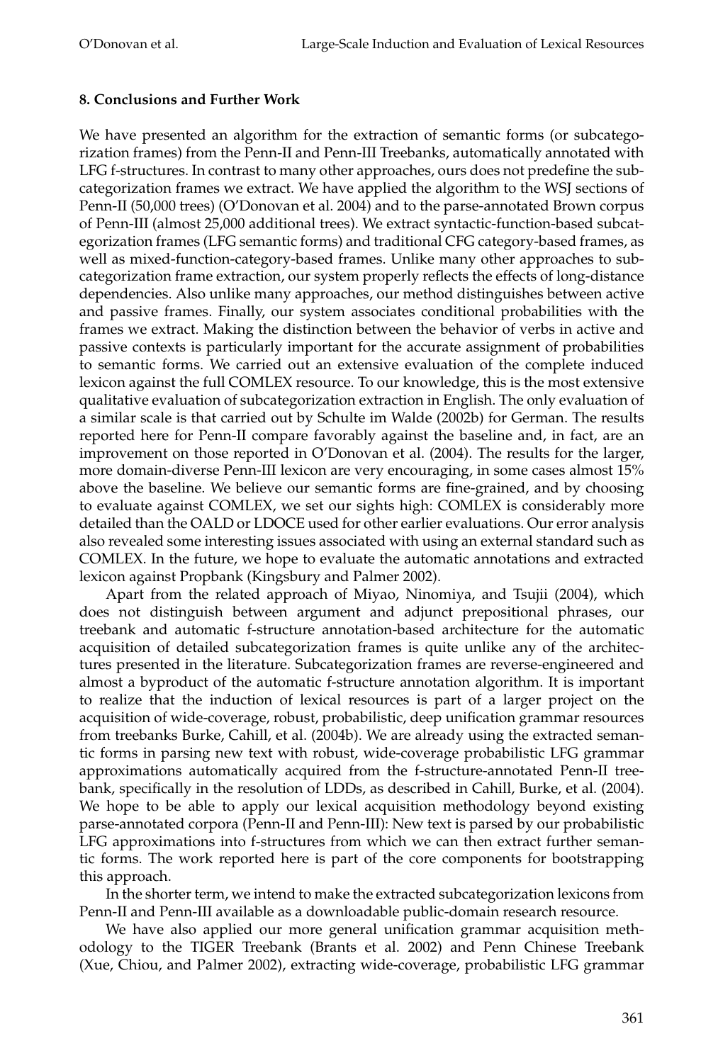## 8. Conclusions and Further Work

We have presented an algorithm for the extraction of semantic forms (or subcategorization frames) from the Penn-II and Penn-III Treebanks, automatically annotated with LFG f-structures. In contrast to many other approaches, ours does not predefine the subcategorization frames we extract. We have applied the algorithm to the WSJ sections of Penn-II (50,000 trees) (O'Donovan et al. 2004) and to the parse-annotated Brown corpus of Penn-III (almost 25,000 additional trees). We extract syntactic-function-based subcategorization frames (LFG semantic forms) and traditional CFG category-based frames, as well as mixed-function-category-based frames. Unlike many other approaches to subcategorization frame extraction, our system properly reflects the effects of long-distance dependencies. Also unlike many approaches, our method distinguishes between active and passive frames. Finally, our system associates conditional probabilities with the frames we extract. Making the distinction between the behavior of verbs in active and passive contexts is particularly important for the accurate assignment of probabilities to semantic forms. We carried out an extensive evaluation of the complete induced lexicon against the full COMLEX resource. To our knowledge, this is the most extensive qualitative evaluation of subcategorization extraction in English. The only evaluation of a similar scale is that carried out by Schulte im Walde (2002b) for German. The results reported here for Penn-II compare favorably against the baseline and, in fact, are an improvement on those reported in O'Donovan et al. (2004). The results for the larger, more domain-diverse Penn-III lexicon are very encouraging, in some cases almost 15% above the baseline. We believe our semantic forms are fine-grained, and by choosing to evaluate against COMLEX, we set our sights high: COMLEX is considerably more detailed than the OALD or LDOCE used for other earlier evaluations. Our error analysis also revealed some interesting issues associated with using an external standard such as COMLEX. In the future, we hope to evaluate the automatic annotations and extracted lexicon against Propbank (Kingsbury and Palmer 2002).

Apart from the related approach of Miyao, Ninomiya, and Tsujii (2004), which does not distinguish between argument and adjunct prepositional phrases, our treebank and automatic f-structure annotation-based architecture for the automatic acquisition of detailed subcategorization frames is quite unlike any of the architectures presented in the literature. Subcategorization frames are reverse-engineered and almost a byproduct of the automatic f-structure annotation algorithm. It is important to realize that the induction of lexical resources is part of a larger project on the acquisition of wide-coverage, robust, probabilistic, deep unification grammar resources from treebanks Burke, Cahill, et al. (2004b). We are already using the extracted semantic forms in parsing new text with robust, wide-coverage probabilistic LFG grammar approximations automatically acquired from the f-structure-annotated Penn-II treebank, specifically in the resolution of LDDs, as described in Cahill, Burke, et al. (2004). We hope to be able to apply our lexical acquisition methodology beyond existing parse-annotated corpora (Penn-II and Penn-III): New text is parsed by our probabilistic LFG approximations into f-structures from which we can then extract further semantic forms. The work reported here is part of the core components for bootstrapping this approach.

In the shorter term, we intend to make the extracted subcategorization lexicons from Penn-II and Penn-III available as a downloadable public-domain research resource.

We have also applied our more general unification grammar acquisition methodology to the TIGER Treebank (Brants et al. 2002) and Penn Chinese Treebank (Xue, Chiou, and Palmer 2002), extracting wide-coverage, probabilistic LFG grammar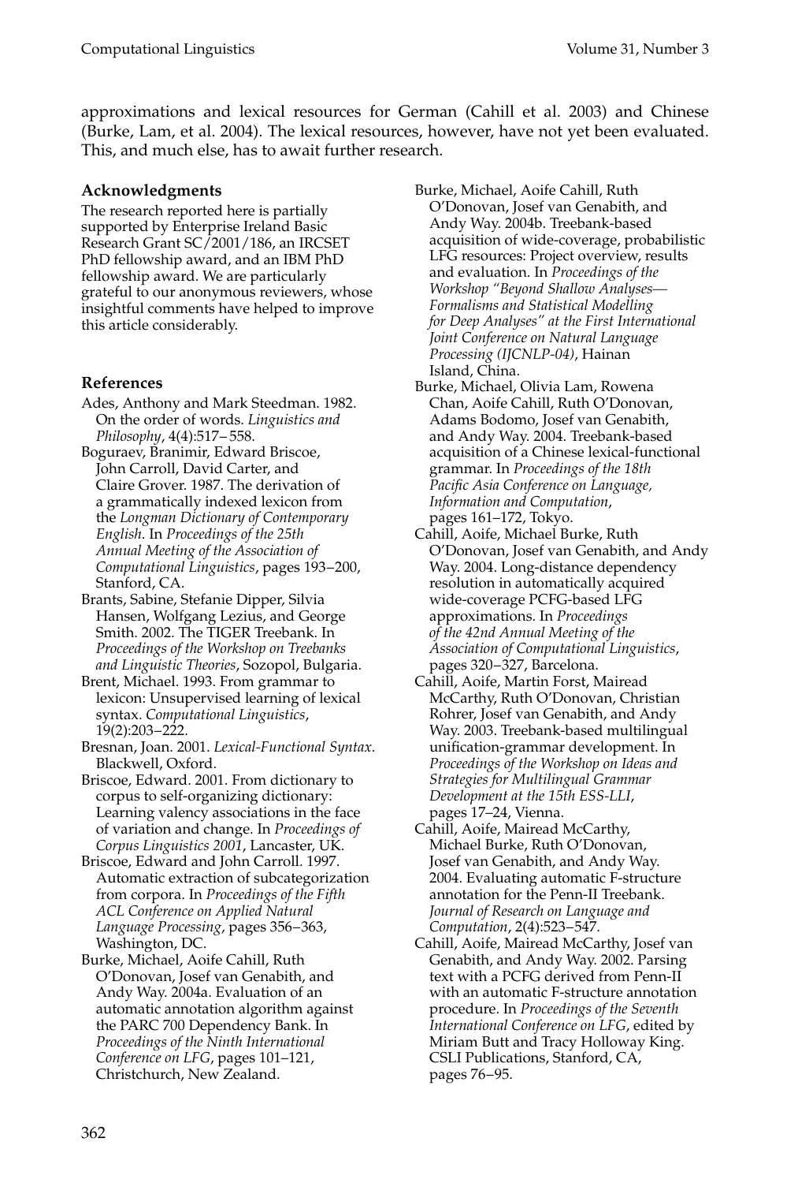approximations and lexical resources for German (Cahill et al. 2003) and Chinese (Burke, Lam, et al. 2004). The lexical resources, however, have not yet been evaluated. This, and much else, has to await further research.

## Acknowledgments

The research reported here is partially supported by Enterprise Ireland Basic Research Grant SC/2001/186, an IRCSET PhD fellowship award, and an IBM PhD fellowship award. We are particularly grateful to our anonymous reviewers, whose insightful comments have helped to improve this article considerably.

## References

Ades, Anthony and Mark Steedman. 1982. On the order of words. *Linguistics and Philosophy*, 4(4):517–558.

Boguraev, Branimir, Edward Briscoe, John Carroll, David Carter, and Claire Grover. 1987. The derivation of a grammatically indexed lexicon from the *Longman Dictionary of Contemporary English*. In *Proceedings of the 25th Annual Meeting of the Association of Computational Linguistics*, pages 193–200, Stanford, CA.

Brants, Sabine, Stefanie Dipper, Silvia Hansen, Wolfgang Lezius, and George Smith. 2002. The TIGER Treebank. In *Proceedings of the Workshop on Treebanks and Linguistic Theories*, Sozopol, Bulgaria.

Brent, Michael. 1993. From grammar to lexicon: Unsupervised learning of lexical syntax. *Computational Linguistics*, 19(2):203–222.

Bresnan, Joan. 2001. *Lexical-Functional Syntax*. Blackwell, Oxford.

Briscoe, Edward. 2001. From dictionary to corpus to self-organizing dictionary: Learning valency associations in the face of variation and change. In *Proceedings of Corpus Linguistics 2001*, Lancaster, UK.

Briscoe, Edward and John Carroll. 1997. Automatic extraction of subcategorization from corpora. In *Proceedings of the Fifth ACL Conference on Applied Natural Language Processing*, pages 356–363, Washington, DC.

Burke, Michael, Aoife Cahill, Ruth O'Donovan, Josef van Genabith, and Andy Way. 2004a. Evaluation of an automatic annotation algorithm against the PARC 700 Dependency Bank. In *Proceedings of the Ninth International Conference on LFG*, pages 101–121, Christchurch, New Zealand.

Burke, Michael, Aoife Cahill, Ruth O'Donovan, Josef van Genabith, and Andy Way. 2004b. Treebank-based acquisition of wide-coverage, probabilistic LFG resources: Project overview, results and evaluation. In *Proceedings of the Workshop "Beyond Shallow Analyses—Formalisms and Statistical Modelling for Deep Analyses" at the First International Joint Conference on Natural Language Processing (IJCNLP-04)*, Hainan Island, China.

Burke, Michael, Olivia Lam, Rowena Chan, Aoife Cahill, Ruth O'Donovan, Adams Bodomo, Josef van Genabith, and Andy Way. 2004. Treebank-based acquisition of a Chinese lexical-functional grammar. In *Proceedings of the 18th Pacific Asia Conference on Language, Information and Computation*, pages 161–172, Tokyo.

Cahill, Aoife, Michael Burke, Ruth O'Donovan, Josef van Genabith, and Andy Way. 2004. Long-distance dependency resolution in automatically acquired wide-coverage PCFG-based LFG approximations. In *Proceedings of the 42nd Annual Meeting of the Association of Computational Linguistics*, pages 320–327, Barcelona.

Cahill, Aoife, Martin Forst, Mairead McCarthy, Ruth O'Donovan, Christian Rohrer, Josef van Genabith, and Andy Way. 2003. Treebank-based multilingual unification-grammar development. In *Proceedings of the Workshop on Ideas and Strategies for Multilingual Grammar Development at the 15th ESS-LLI*, pages 17–24, Vienna.

Cahill, Aoife, Mairead McCarthy, Michael Burke, Ruth O'Donovan, Josef van Genabith, and Andy Way. 2004. Evaluating automatic F-structure annotation for the Penn-II Treebank. *Journal of Research on Language and Computation*, 2(4):523–547.

Cahill, Aoife, Mairead McCarthy, Josef van Genabith, and Andy Way. 2002. Parsing text with a PCFG derived from Penn-II with an automatic F-structure annotation procedure. In *Proceedings of the Seventh International Conference on LFG*, edited by Miriam Butt and Tracy Holloway King. CSLI Publications, Stanford, CA, pages 76–95.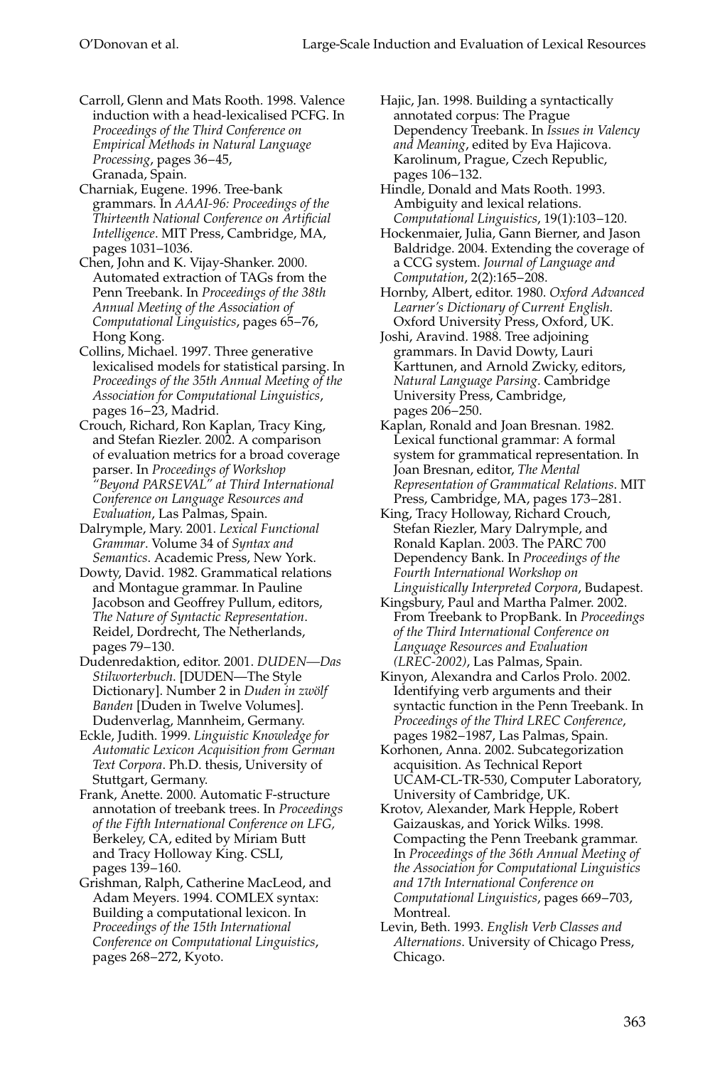Carroll, Glenn and Mats Rooth. 1998. Valence induction with a head-lexicalised PCFG. In *Proceedings of the Third Conference on Empirical Methods in Natural Language Processing*, pages 36–45, Granada, Spain.

Charniak, Eugene. 1996. Tree-bank grammars. In *AAAI-96: Proceedings of the Thirteenth National Conference on Artificial Intelligence*. MIT Press, Cambridge, MA, pages 1031–1036.

Chen, John and K. Vijay-Shanker. 2000. Automated extraction of TAGs from the Penn Treebank. In *Proceedings of the 38th Annual Meeting of the Association of Computational Linguistics*, pages 65–76, Hong Kong.

Collins, Michael. 1997. Three generative lexicalised models for statistical parsing. In *Proceedings of the 35th Annual Meeting of the Association for Computational Linguistics*, pages 16–23, Madrid.

Crouch, Richard, Ron Kaplan, Tracy King, and Stefan Riezler. 2002. A comparison of evaluation metrics for a broad coverage parser. In *Proceedings of Workshop "Beyond PARSEVAL" at Third International Conference on Language Resources and Evaluation*, Las Palmas, Spain.

Dalrymple, Mary. 2001. *Lexical Functional Grammar*. Volume 34 of *Syntax and Semantics*. Academic Press, New York.

Dowty, David. 1982. Grammatical relations and Montague grammar. In Pauline Jacobson and Geoffrey Pullum, editors, *The Nature of Syntactic Representation*. Reidel, Dordrecht, The Netherlands, pages 79–130.

Dudenredaktion, editor. 2001. *DUDEN—Das Stilworterbuch*. [DUDEN—The Style Dictionary]. Number 2 in *Duden in zwölf Banden* [Duden in Twelve Volumes]. Dudenverlag, Mannheim, Germany.

Eckle, Judith. 1999. *Linguistic Knowledge for Automatic Lexicon Acquisition from German Text Corpora*. Ph.D. thesis, University of Stuttgart, Germany.

Frank, Anette. 2000. Automatic F-structure annotation of treebank trees. In *Proceedings of the Fifth International Conference on LFG*, Berkeley, CA, edited by Miriam Butt and Tracy Holloway King. CSLI, pages 139–160.

Grishman, Ralph, Catherine MacLeod, and Adam Meyers. 1994. COMLEX syntax: Building a computational lexicon. In *Proceedings of the 15th International Conference on Computational Linguistics*, pages 268–272, Kyoto.

Hajic, Jan. 1998. Building a syntactically annotated corpus: The Prague Dependency Treebank. In *Issues in Valency and Meaning*, edited by Eva Hajicova. Karolinum, Prague, Czech Republic, pages 106–132.

Hindle, Donald and Mats Rooth. 1993. Ambiguity and lexical relations. *Computational Linguistics*, 19(1):103–120.

Hockenmaier, Julia, Gann Bierner, and Jason Baldridge. 2004. Extending the coverage of a CCG system. *Journal of Language and Computation*, 2(2):165–208.

Hornby, Albert, editor. 1980. *Oxford Advanced Learner's Dictionary of Current English*. Oxford University Press, Oxford, UK.

Joshi, Aravind. 1988. Tree adjoining grammars. In David Dowty, Lauri Karttunen, and Arnold Zwicky, editors, *Natural Language Parsing*. Cambridge University Press, Cambridge, pages 206–250.

Kaplan, Ronald and Joan Bresnan. 1982. Lexical functional grammar: A formal system for grammatical representation. In Joan Bresnan, editor, *The Mental Representation of Grammatical Relations*. MIT Press, Cambridge, MA, pages 173–281.

King, Tracy Holloway, Richard Crouch, Stefan Riezler, Mary Dalrymple, and Ronald Kaplan. 2003. The PARC 700 Dependency Bank. In *Proceedings of the Fourth International Workshop on Linguistically Interpreted Corpora*, Budapest.

Kingsbury, Paul and Martha Palmer. 2002. From Treebank to PropBank. In *Proceedings of the Third International Conference on Language Resources and Evaluation (LREC-2002)*, Las Palmas, Spain.

Kinyon, Alexandra and Carlos Prolo. 2002. Identifying verb arguments and their syntactic function in the Penn Treebank. In *Proceedings of the Third LREC Conference*, pages 1982–1987, Las Palmas, Spain.

Korhonen, Anna. 2002. Subcategorization acquisition. As Technical Report UCAM-CL-TR-530, Computer Laboratory, University of Cambridge, UK.

Krotov, Alexander, Mark Hepple, Robert Gaizauskas, and Yorick Wilks. 1998. Compacting the Penn Treebank grammar. In *Proceedings of the 36th Annual Meeting of the Association for Computational Linguistics and 17th International Conference on Computational Linguistics*, pages 669–703, Montreal.

Levin, Beth. 1993. *English Verb Classes and Alternations*. University of Chicago Press, Chicago.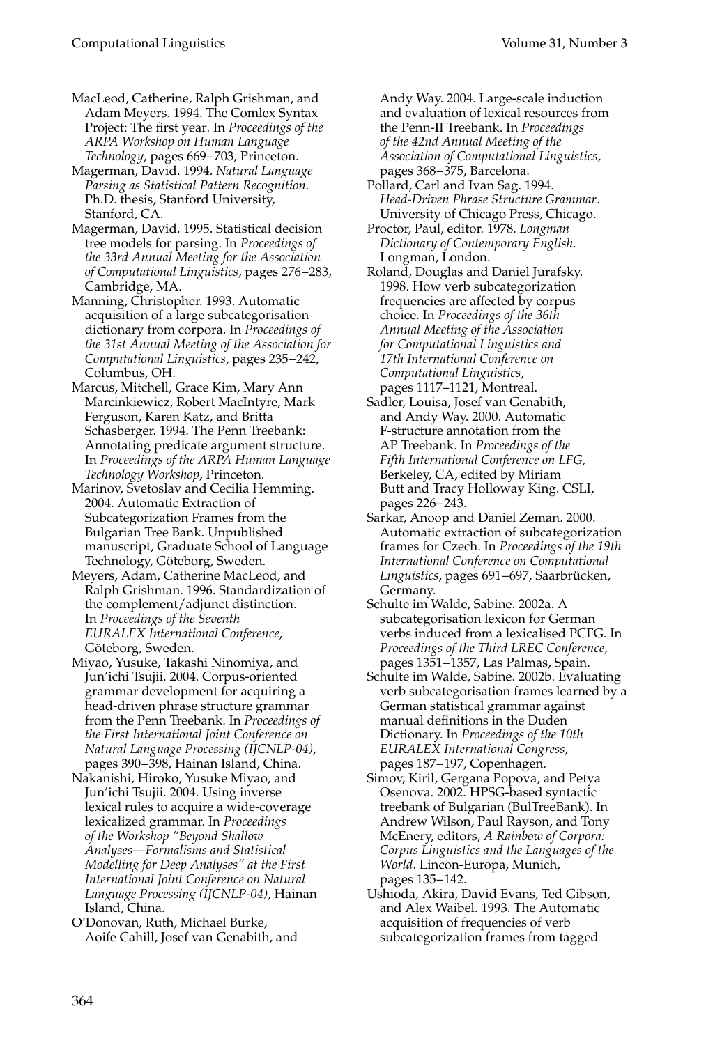MacLeod, Catherine, Ralph Grishman, and Adam Meyers. 1994. The Comlex Syntax Project: The first year. In *Proceedings of the ARPA Workshop on Human Language Technology*, pages 669–703, Princeton.

Magerman, David. 1994. *Natural Language Parsing as Statistical Pattern Recognition*. Ph.D. thesis, Stanford University, Stanford, CA.

Magerman, David. 1995. Statistical decision tree models for parsing. In *Proceedings of the 33rd Annual Meeting for the Association of Computational Linguistics*, pages 276–283, Cambridge, MA.

Manning, Christopher. 1993. Automatic acquisition of a large subcategorisation dictionary from corpora. In *Proceedings of the 31st Annual Meeting of the Association for Computational Linguistics*, pages 235–242, Columbus, OH.

Marcus, Mitchell, Grace Kim, Mary Ann Marcinkiewicz, Robert MacIntyre, Mark Ferguson, Karen Katz, and Britta Schasberger. 1994. The Penn Treebank: Annotating predicate argument structure. In *Proceedings of the ARPA Human Language Technology Workshop*, Princeton.

Marinov, Svetoslav and Cecilia Hemming. 2004. Automatic Extraction of Subcategorization Frames from the Bulgarian Tree Bank. Unpublished manuscript, Graduate School of Language Technology, Göteborg, Sweden.

Meyers, Adam, Catherine MacLeod, and Ralph Grishman. 1996. Standardization of the complement/adjunct distinction. In *Proceedings of the Seventh EURALEX International Conference*, Göteborg, Sweden.

Miyao, Yusuke, Takashi Ninomiya, and Jun'ichi Tsujii. 2004. Corpus-oriented grammar development for acquiring a head-driven phrase structure grammar from the Penn Treebank. In *Proceedings of the First International Joint Conference on Natural Language Processing (IJCNLP-04)*, pages 390–398, Hainan Island, China.

Nakanishi, Hiroko, Yusuke Miyao, and Jun'ichi Tsujii. 2004. Using inverse lexical rules to acquire a wide-coverage lexicalized grammar. In *Proceedings of the Workshop "Beyond Shallow Analyses—Formalisms and Statistical Modelling for Deep Analyses" at the First International Joint Conference on Natural Language Processing (IJCNLP-04)*, Hainan Island, China.

O'Donovan, Ruth, Michael Burke, Aoife Cahill, Josef van Genabith, and Andy Way. 2004. Large-scale induction and evaluation of lexical resources from the Penn-II Treebank. In *Proceedings of the 42nd Annual Meeting of the Association of Computational Linguistics*, pages 368–375, Barcelona.

Pollard, Carl and Ivan Sag. 1994. *Head-Driven Phrase Structure Grammar*. University of Chicago Press, Chicago.

Proctor, Paul, editor. 1978. *Longman Dictionary of Contemporary English*. Longman, London.

Roland, Douglas and Daniel Jurafsky. 1998. How verb subcategorization frequencies are affected by corpus choice. In *Proceedings of the 36th Annual Meeting of the Association for Computational Linguistics and 17th International Conference on Computational Linguistics*, pages 1117–1121, Montreal.

Sadler, Louisa, Josef van Genabith, and Andy Way. 2000. Automatic F-structure annotation from the AP Treebank. In *Proceedings of the Fifth International Conference on LFG*, Berkeley, CA, edited by Miriam Butt and Tracy Holloway King. CSLI, pages 226–243.

Sarkar, Anoop and Daniel Zeman. 2000. Automatic extraction of subcategorization frames for Czech. In *Proceedings of the 19th International Conference on Computational Linguistics*, pages 691–697, Saarbrücken, Germany.

Schulte im Walde, Sabine. 2002a. A subcategorisation lexicon for German verbs induced from a lexicalised PCFG. In *Proceedings of the Third LREC Conference*, pages 1351–1357, Las Palmas, Spain.

Schulte im Walde, Sabine. 2002b. Evaluating verb subcategorisation frames learned by a German statistical grammar against manual definitions in the Duden Dictionary. In *Proceedings of the 10th EURALEX International Congress*, pages 187–197, Copenhagen.

Simov, Kiril, Gergana Popova, and Petya Osenova. 2002. HPSG-based syntactic treebank of Bulgarian (BulTreeBank). In Andrew Wilson, Paul Rayson, and Tony McEnery, editors, *A Rainbow of Corpora: Corpus Linguistics and the Languages of the World*. Lincon-Europa, Munich, pages 135–142.

Ushioda, Akira, David Evans, Ted Gibson, and Alex Waibel. 1993. The Automatic acquisition of frequencies of verb subcategorization frames from tagged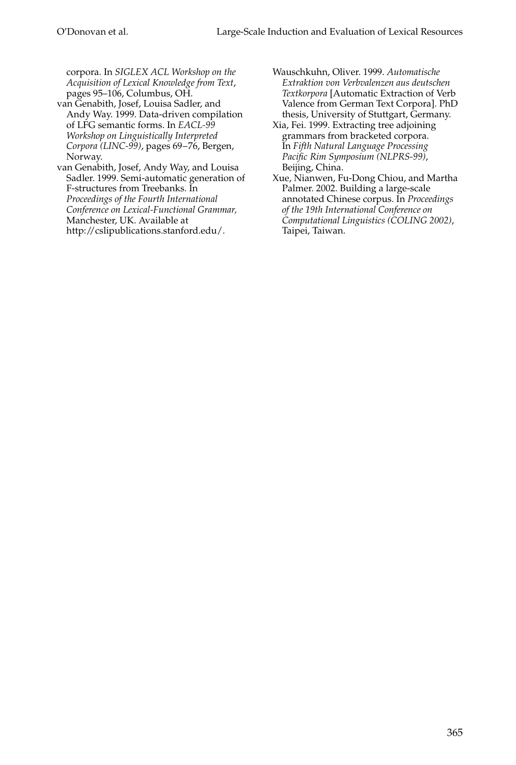corpora. In *SIGLEX ACL Workshop on the Acquisition of Lexical Knowledge from Text*, pages 95–106, Columbus, OH.

van Genabith, Josef, Louisa Sadler, and Andy Way. 1999. Data-driven compilation of LFG semantic forms. In *EACL-99 Workshop on Linguistically Interpreted Corpora (LINC-99)*, pages 69–76, Bergen, Norway.

van Genabith, Josef, Andy Way, and Louisa Sadler. 1999. Semi-automatic generation of F-structures from Treebanks. In *Proceedings of the Fourth International Conference on Lexical-Functional Grammar,* Manchester, UK. Available at http://cslipublications.stanford.edu/.

Wauschkuhn, Oliver. 1999. *Automatische Extraktion von Verbvalenzen aus deutschen Textkorpora* [Automatic Extraction of Verb Valence from German Text Corpora]. PhD thesis, University of Stuttgart, Germany.

Xia, Fei. 1999. Extracting tree adjoining grammars from bracketed corpora. In *Fifth Natural Language Processing Pacific Rim Symposium (NLPRS-99)*, Beijing, China.

Xue, Nianwen, Fu-Dong Chiou, and Martha Palmer. 2002. Building a large-scale annotated Chinese corpus. In *Proceedings of the 19th International Conference on Computational Linguistics (COLING 2002)*, Taipei, Taiwan.